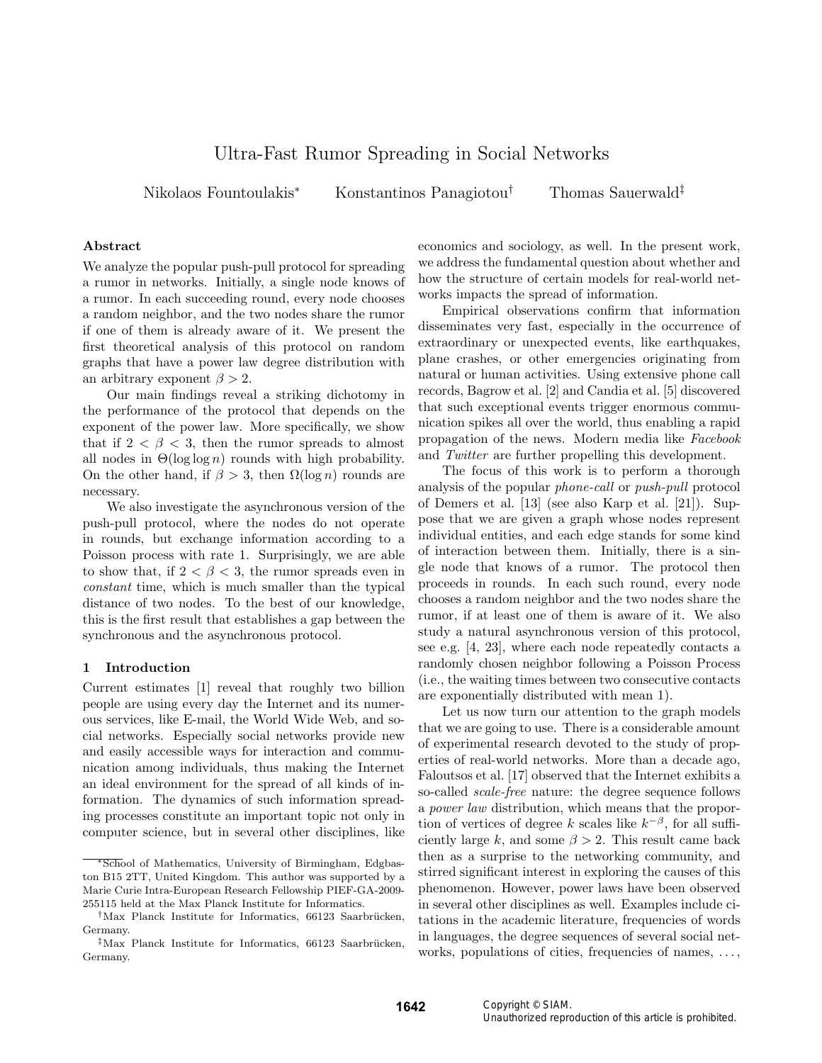# Ultra-Fast Rumor Spreading in Social Networks

Nikolaos Fountoulakis* Konstantinos Panagiotou† Thomas Sauerwald‡

### Abstract

We analyze the popular push-pull protocol for spreading a rumor in networks. Initially, a single node knows of a rumor. In each succeeding round, every node chooses a random neighbor, and the two nodes share the rumor if one of them is already aware of it. We present the first theoretical analysis of this protocol on random graphs that have a power law degree distribution with an arbitrary exponent $\beta > 2$.

Our main findings reveal a striking dichotomy in the performance of the protocol that depends on the exponent of the power law. More specifically, we show that if $2 < \beta < 3$, then the rumor spreads to almost all nodes in $\Theta(\log \log n)$ rounds with high probability. On the other hand, if $\beta > 3$, then $\Omega(\log n)$ rounds are necessary.

We also investigate the asynchronous version of the push-pull protocol, where the nodes do not operate in rounds, but exchange information according to a Poisson process with rate 1. Surprisingly, we are able to show that, if $2 < \beta < 3$, the rumor spreads even in *constant* time, which is much smaller than the typical distance of two nodes. To the best of our knowledge, this is the first result that establishes a gap between the synchronous and the asynchronous protocol.

## 1 Introduction

Current estimates [1] reveal that roughly two billion people are using every day the Internet and its numerous services, like E-mail, the World Wide Web, and social networks. Especially social networks provide new and easily accessible ways for interaction and communication among individuals, thus making the Internet an ideal environment for the spread of all kinds of information. The dynamics of such information spreading processes constitute an important topic not only in computer science, but in several other disciplines, like economics and sociology, as well. In the present work, we address the fundamental question about whether and how the structure of certain models for real-world networks impacts the spread of information.

Empirical observations confirm that information disseminates very fast, especially in the occurrence of extraordinary or unexpected events, like earthquakes, plane crashes, or other emergencies originating from natural or human activities. Using extensive phone call records, Bagrow et al. [2] and Candia et al. [5] discovered that such exceptional events trigger enormous communication spikes all over the world, thus enabling a rapid propagation of the news. Modern media like *Facebook* and *Twitter* are further propelling this development.

The focus of this work is to perform a thorough analysis of the popular *phone-call* or *push-pull* protocol of Demers et al. [13] (see also Karp et al. [21]). Suppose that we are given a graph whose nodes represent individual entities, and each edge stands for some kind of interaction between them. Initially, there is a single node that knows of a rumor. The protocol then proceeds in rounds. In each such round, every node chooses a random neighbor and the two nodes share the rumor, if at least one of them is aware of it. We also study a natural asynchronous version of this protocol, see e.g. [4, 23], where each node repeatedly contacts a randomly chosen neighbor following a Poisson Process (i.e., the waiting times between two consecutive contacts are exponentially distributed with mean 1).

Let us now turn our attention to the graph models that we are going to use. There is a considerable amount of experimental research devoted to the study of properties of real-world networks. More than a decade ago, Faloutsos et al. [17] observed that the Internet exhibits a so-called *scale-free* nature: the degree sequence follows a *power law* distribution, which means that the proportion of vertices of degree $k$ scales like $k^{-\beta}$, for all sufficiently large $k$, and some $\beta > 2$. This result came back then as a surprise to the networking community, and stirred significant interest in exploring the causes of this phenomenon. However, power laws have been observed in several other disciplines as well. Examples include citations in the academic literature, frequencies of words in languages, the degree sequences of several social networks, populations of cities, frequencies of names, ...,

*School of Mathematics, University of Birmingham, Edgbaston B15 2TT, United Kingdom. This author was supported by a Marie Curie Intra-European Research Fellowship PIEF-GA-2009-255115 held at the Max Planck Institute for Informatics.

†Max Planck Institute for Informatics, 66123 Saarbrücken, Germany.

‡Max Planck Institute for Informatics, 66123 Saarbrücken, Germany.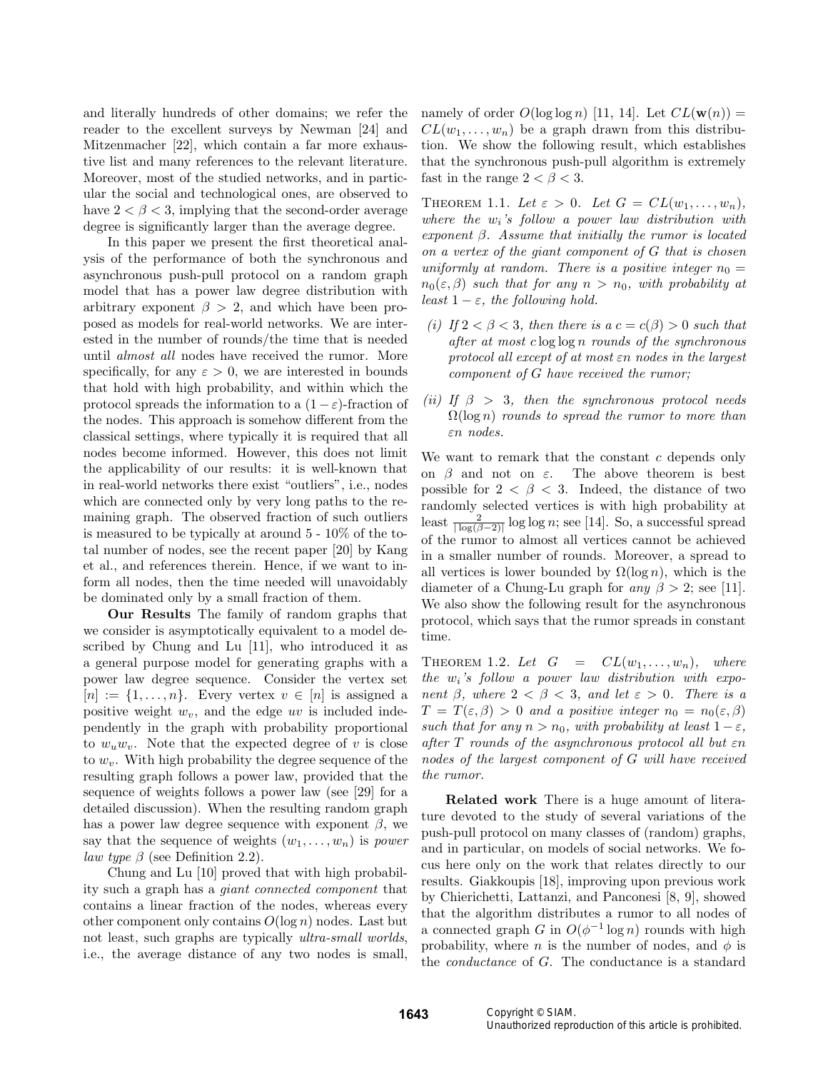and literally hundreds of other domains; we refer the reader to the excellent surveys by Newman [24] and Mitzenmacher [22], which contain a far more exhaustive list and many references to the relevant literature. Moreover, most of the studied networks, and in particular the social and technological ones, are observed to have $2 < \beta < 3$, implying that the second-order average degree is significantly larger than the average degree.

In this paper we present the first theoretical analysis of the performance of both the synchronous and asynchronous push-pull protocol on a random graph model that has a power law degree distribution with arbitrary exponent $\beta > 2$, and which have been proposed as models for real-world networks. We are interested in the number of rounds/the time that is needed until *almost all* nodes have received the rumor. More specifically, for any $\varepsilon > 0$, we are interested in bounds that hold with high probability, and within which the protocol spreads the information to a $(1-\varepsilon)$-fraction of the nodes. This approach is somehow different from the classical settings, where typically it is required that all nodes become informed. However, this does not limit the applicability of our results: it is well-known that in real-world networks there exist "outliers", i.e., nodes which are connected only by very long paths to the remaining graph. The observed fraction of such outliers is measured to be typically at around 5 - 10% of the total number of nodes, see the recent paper [20] by Kang et al., and references therein. Hence, if we want to inform all nodes, then the time needed will unavoidably be dominated only by a small fraction of them.

**Our Results** The family of random graphs that we consider is asymptotically equivalent to a model described by Chung and Lu [11], who introduced it as a general purpose model for generating graphs with a power law degree sequence. Consider the vertex set $[n] := \{1, \ldots, n\}$. Every vertex $v \in [n]$ is assigned a positive weight $w_v$, and the edge $uv$ is included independently in the graph with probability proportional to $w_u w_v$. Note that the expected degree of $v$ is close to $w_v$. With high probability the degree sequence of the resulting graph follows a power law, provided that the sequence of weights follows a power law (see [29] for a detailed discussion). When the resulting random graph has a power law degree sequence with exponent $\beta$, we say that the sequence of weights $(w_1, \ldots, w_n)$ is *power law type* $\beta$ (see Definition 2.2).

Chung and Lu [10] proved that with high probability such a graph has a *giant connected component* that contains a linear fraction of the nodes, whereas every other component only contains $O(\log n)$ nodes. Last but not least, such graphs are typically *ultra-small worlds*, i.e., the average distance of any two nodes is small, namely of order $O(\log \log n)$ [11, 14]. Let $CL(\mathbf{w}(n)) = CL(w_1, \ldots, w_n)$ be a graph drawn from this distribution. We show the following result, which establishes that the synchronous push-pull algorithm is extremely fast in the range $2 < \beta < 3$.

THEOREM 1.1. *Let $\varepsilon > 0$. Let $G = CL(w_1, \ldots, w_n)$, where the $w_i$'s follow a power law distribution with exponent $\beta$. Assume that initially the rumor is located on a vertex of the giant component of $G$ that is chosen uniformly at random. There is a positive integer $n_0 = n_0(\varepsilon, \beta)$ such that for any $n > n_0$, with probability at least $1 - \varepsilon$, the following hold.*

*(i) If $2 < \beta < 3$, then there is a $c = c(\beta) > 0$ such that after at most $c \log \log n$ rounds of the synchronous protocol all except of at most $\varepsilon n$ nodes in the largest component of $G$ have received the rumor;*

*(ii) If $\beta > 3$, then the synchronous protocol needs $\Omega(\log n)$ rounds to spread the rumor to more than $\varepsilon n$ nodes.*

We want to remark that the constant $c$ depends only on $\beta$ and not on $\varepsilon$. The above theorem is best possible for $2 < \beta < 3$. Indeed, the distance of two randomly selected vertices is with high probability at least $\frac{2}{|\log(\beta-2)|} \log \log n$; see [14]. So, a successful spread of the rumor to almost all vertices cannot be achieved in a smaller number of rounds. Moreover, a spread to all vertices is lower bounded by $\Omega(\log n)$, which is the diameter of a Chung-Lu graph for *any* $\beta > 2$; see [11]. We also show the following result for the asynchronous protocol, which says that the rumor spreads in constant time.

THEOREM 1.2. *Let $G = CL(w_1, \ldots, w_n)$, where the $w_i$'s follow a power law distribution with exponent $\beta$, where $2 < \beta < 3$, and let $\varepsilon > 0$. There is a $T = T(\varepsilon, \beta) > 0$ and a positive integer $n_0 = n_0(\varepsilon, \beta)$ such that for any $n > n_0$, with probability at least $1 - \varepsilon$, after $T$ rounds of the asynchronous protocol all but $\varepsilon n$ nodes of the largest component of $G$ will have received the rumor.*

**Related work** There is a huge amount of literature devoted to the study of several variations of the push-pull protocol on many classes of (random) graphs, and in particular, on models of social networks. We focus here only on the work that relates directly to our results. Giakkoupis [18], improving upon previous work by Chierichetti, Lattanzi, and Panconesi [8, 9], showed that the algorithm distributes a rumor to all nodes of a connected graph $G$ in $O(\phi^{-1} \log n)$ rounds with high probability, where $n$ is the number of nodes, and $\phi$ is the *conductance* of $G$. The conductance is a standard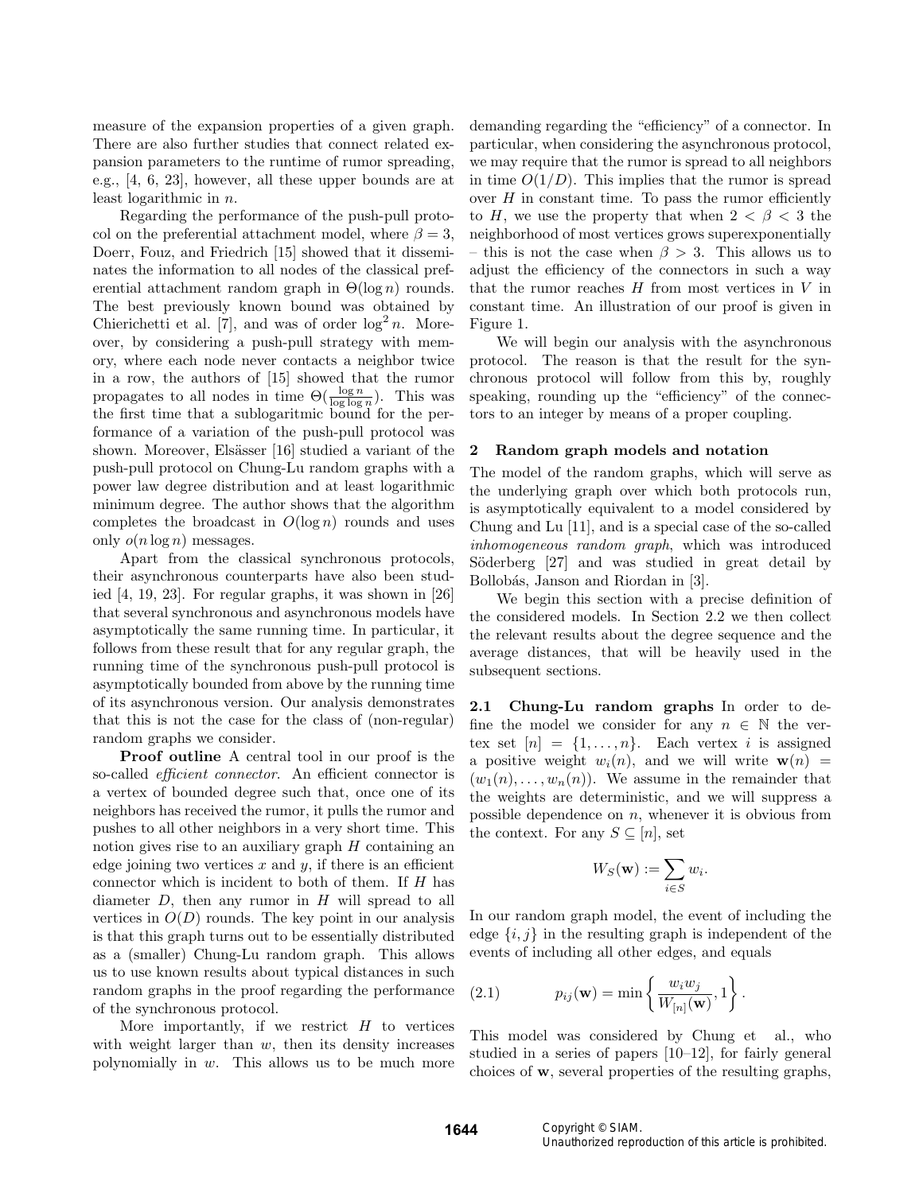measure of the expansion properties of a given graph. There are also further studies that connect related expansion parameters to the runtime of rumor spreading, e.g., [4, 6, 23], however, all these upper bounds are at least logarithmic in $n$.

Regarding the performance of the push-pull protocol on the preferential attachment model, where $\beta = 3$, Doerr, Fouz, and Friedrich [15] showed that it disseminates the information to all nodes of the classical preferential attachment random graph in $\Theta(\log n)$ rounds. The best previously known bound was obtained by Chierichetti et al. [7], and was of order $\log^2 n$. Moreover, by considering a push-pull strategy with memory, where each node never contacts a neighbor twice in a row, the authors of [15] showed that the rumor propagates to all nodes in time $\Theta(\frac{\log n}{\log \log n})$. This was the first time that a sublogaritmic bound for the performance of a variation of the push-pull protocol was shown. Moreover, Elsässer [16] studied a variant of the push-pull protocol on Chung-Lu random graphs with a power law degree distribution and at least logarithmic minimum degree. The author shows that the algorithm completes the broadcast in $O(\log n)$ rounds and uses only $o(n \log n)$ messages.

Apart from the classical synchronous protocols, their asynchronous counterparts have also been studied [4, 19, 23]. For regular graphs, it was shown in [26] that several synchronous and asynchronous models have asymptotically the same running time. In particular, it follows from these result that for any regular graph, the running time of the synchronous push-pull protocol is asymptotically bounded from above by the running time of its asynchronous version. Our analysis demonstrates that this is not the case for the class of (non-regular) random graphs we consider.

**Proof outline** A central tool in our proof is the so-called *efficient connector*. An efficient connector is a vertex of bounded degree such that, once one of its neighbors has received the rumor, it pulls the rumor and pushes to all other neighbors in a very short time. This notion gives rise to an auxiliary graph $H$ containing an edge joining two vertices $x$ and $y$, if there is an efficient connector which is incident to both of them. If $H$ has diameter $D$, then any rumor in $H$ will spread to all vertices in $O(D)$ rounds. The key point in our analysis is that this graph turns out to be essentially distributed as a (smaller) Chung-Lu random graph. This allows us to use known results about typical distances in such random graphs in the proof regarding the performance of the synchronous protocol.

More importantly, if we restrict $H$ to vertices with weight larger than $w$, then its density increases polynomially in $w$. This allows us to be much more demanding regarding the "efficiency" of a connector. In particular, when considering the asynchronous protocol, we may require that the rumor is spread to all neighbors in time $O(1/D)$. This implies that the rumor is spread over $H$ in constant time. To pass the rumor efficiently to $H$, we use the property that when $2 < \beta < 3$ the neighborhood of most vertices grows superexponentially – this is not the case when $\beta > 3$. This allows us to adjust the efficiency of the connectors in such a way that the rumor reaches $H$ from most vertices in $V$ in constant time. An illustration of our proof is given in Figure 1.

We will begin our analysis with the asynchronous protocol. The reason is that the result for the synchronous protocol will follow from this by, roughly speaking, rounding up the "efficiency" of the connectors to an integer by means of a proper coupling.

## 2 Random graph models and notation

The model of the random graphs, which will serve as the underlying graph over which both protocols run, is asymptotically equivalent to a model considered by Chung and Lu [11], and is a special case of the so-called *inhomogeneous random graph*, which was introduced Söderberg [27] and was studied in great detail by Bollobás, Janson and Riordan in [3].

We begin this section with a precise definition of the considered models. In Section 2.2 we then collect the relevant results about the degree sequence and the average distances, that will be heavily used in the subsequent sections.

**2.1 Chung-Lu random graphs** In order to define the model we consider for any $n \in \mathbb{N}$ the vertex set $[n] = \{1, \dots, n\}$. Each vertex $i$ is assigned a positive weight $w_i(n)$, and we will write $\mathbf{w}(n) = (w_1(n), \dots, w_n(n))$. We assume in the remainder that the weights are deterministic, and we will suppress a possible dependence on $n$, whenever it is obvious from the context. For any $S \subseteq [n]$, set

$$W_S(\mathbf{w}) := \sum_{i \in S} w_i.$$

In our random graph model, the event of including the edge $\{i, j\}$ in the resulting graph is independent of the events of including all other edges, and equals

$$p_{ij}(\mathbf{w}) = \min\left\{ \frac{w_i w_j}{W_{[n]}(\mathbf{w})}, 1 \right\}. \tag{2.1}$$

This model was considered by Chung et al., who studied in a series of papers [10–12], for fairly general choices of $\mathbf{w}$, several properties of the resulting graphs,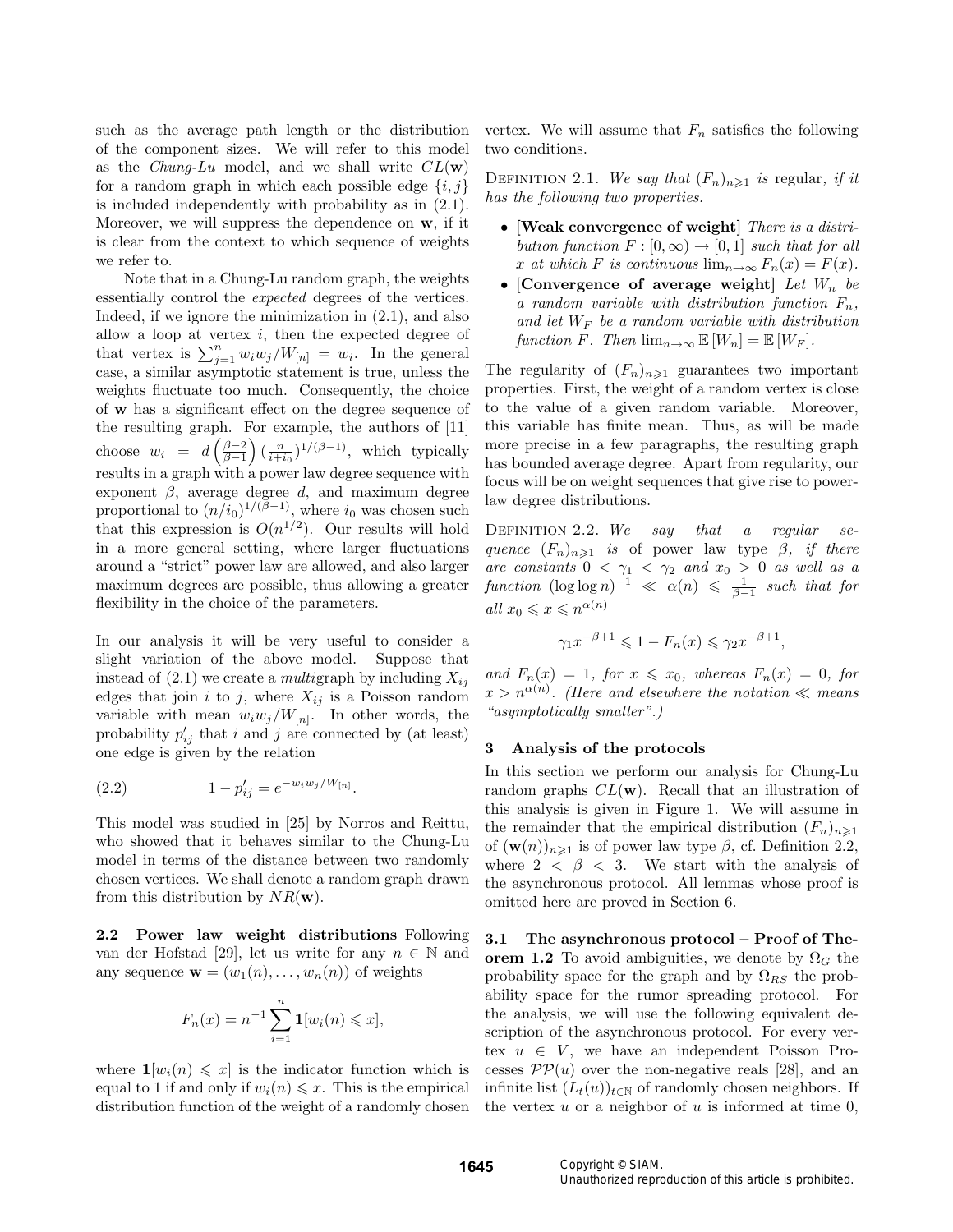such as the average path length or the distribution of the component sizes. We will refer to this model as the *Chung-Lu* model, and we shall write $CL(\mathbf{w})$ for a random graph in which each possible edge $\{i, j\}$ is included independently with probability as in (2.1). Moreover, we will suppress the dependence on $\mathbf{w}$, if it is clear from the context to which sequence of weights we refer to.

Note that in a Chung-Lu random graph, the weights essentially control the *expected* degrees of the vertices. Indeed, if we ignore the minimization in (2.1), and also allow a loop at vertex $i$, then the expected degree of that vertex is $\sum_{j=1}^{n} w_i w_j / W_{[n]} = w_i$. In the general case, a similar asymptotic statement is true, unless the weights fluctuate too much. Consequently, the choice of $\mathbf{w}$ has a significant effect on the degree sequence of the resulting graph. For example, the authors of [11] choose $w_i = d\left(\frac{\beta-2}{\beta-1}\right)\left(\frac{n}{i+i_0}\right)^{1/(\beta-1)}$, which typically results in a graph with a power law degree sequence with exponent $\beta$, average degree $d$, and maximum degree proportional to $(n/i_0)^{1/(\beta-1)}$, where $i_0$ was chosen such that this expression is $O(n^{1/2})$. Our results will hold in a more general setting, where larger fluctuations around a "strict" power law are allowed, and also larger maximum degrees are possible, thus allowing a greater flexibility in the choice of the parameters.

In our analysis it will be very useful to consider a slight variation of the above model. Suppose that instead of (2.1) we create a *multi*graph by including $X_{ij}$ edges that join $i$ to $j$, where $X_{ij}$ is a Poisson random variable with mean $w_i w_j / W_{[n]}$. In other words, the probability $p'_{ij}$ that $i$ and $j$ are connected by (at least) one edge is given by the relation

$$1 - p'_{ij} = e^{-w_i w_j / W_{[n]}}. \tag{2.2}$$

This model was studied in [25] by Norros and Reittu, who showed that it behaves similar to the Chung-Lu model in terms of the distance between two randomly chosen vertices. We shall denote a random graph drawn from this distribution by $NR(\mathbf{w})$.

**2.2 Power law weight distributions** Following van der Hofstad [29], let us write for any $n \in \mathbb{N}$ and any sequence $\mathbf{w} = (w_1(n), \ldots, w_n(n))$ of weights

$$F_n(x) = n^{-1} \sum_{i=1}^{n} \mathbf{1}[w_i(n) \leqslant x],$$

where $\mathbf{1}[w_i(n) \leqslant x]$ is the indicator function which is equal to 1 if and only if $w_i(n) \leqslant x$. This is the empirical distribution function of the weight of a randomly chosen vertex. We will assume that $F_n$ satisfies the following two conditions.

DEFINITION 2.1. *We say that $(F_n)_{n \geqslant 1}$ is* regular*, if it has the following two properties.*

- **[Weak convergence of weight]** *There is a distribution function $F : [0, \infty) \to [0, 1]$ such that for all $x$ at which $F$ is continuous $\lim_{n\to\infty} F_n(x) = F(x)$.*
- **[Convergence of average weight]** *Let $W_n$ be a random variable with distribution function $F_n$, and let $W_F$ be a random variable with distribution function $F$. Then $\lim_{n\to\infty} \mathbb{E}[W_n] = \mathbb{E}[W_F]$.*

The regularity of $(F_n)_{n \geqslant 1}$ guarantees two important properties. First, the weight of a random vertex is close to the value of a given random variable. Moreover, this variable has finite mean. Thus, as will be made more precise in a few paragraphs, the resulting graph has bounded average degree. Apart from regularity, our focus will be on weight sequences that give rise to power-law degree distributions.

DEFINITION 2.2. *We say that a regular sequence $(F_n)_{n \geqslant 1}$ is of power law type $\beta$, if there are constants $0 < \gamma_1 < \gamma_2$ and $x_0 > 0$ as well as a function $(\log\log n)^{-1} \ll \alpha(n) \leqslant \frac{1}{\beta-1}$ such that for all $x_0 \leqslant x \leqslant n^{\alpha(n)}$*

$$\gamma_1 x^{-\beta+1} \leqslant 1 - F_n(x) \leqslant \gamma_2 x^{-\beta+1},$$

*and $F_n(x) = 1$, for $x \leqslant x_0$, whereas $F_n(x) = 0$, for $x > n^{\alpha(n)}$. (Here and elsewhere the notation $\ll$ means "asymptotically smaller".)*

## 3 Analysis of the protocols

In this section we perform our analysis for Chung-Lu random graphs $CL(\mathbf{w})$. Recall that an illustration of this analysis is given in Figure 1. We will assume in the remainder that the empirical distribution $(F_n)_{n \geqslant 1}$ of $(\mathbf{w}(n))_{n \geqslant 1}$ is of power law type $\beta$, cf. Definition 2.2, where $2 < \beta < 3$. We start with the analysis of the asynchronous protocol. All lemmas whose proof is omitted here are proved in Section 6.

**3.1 The asynchronous protocol – Proof of Theorem 1.2** To avoid ambiguities, we denote by $\Omega_G$ the probability space for the graph and by $\Omega_{RS}$ the probability space for the rumor spreading protocol. For the analysis, we will use the following equivalent description of the asynchronous protocol. For every vertex $u \in V$, we have an independent Poisson Processes $\mathcal{PP}(u)$ over the non-negative reals [28], and an infinite list $(L_t(u))_{t \in \mathbb{N}}$ of randomly chosen neighbors. If the vertex $u$ or a neighbor of $u$ is informed at time 0,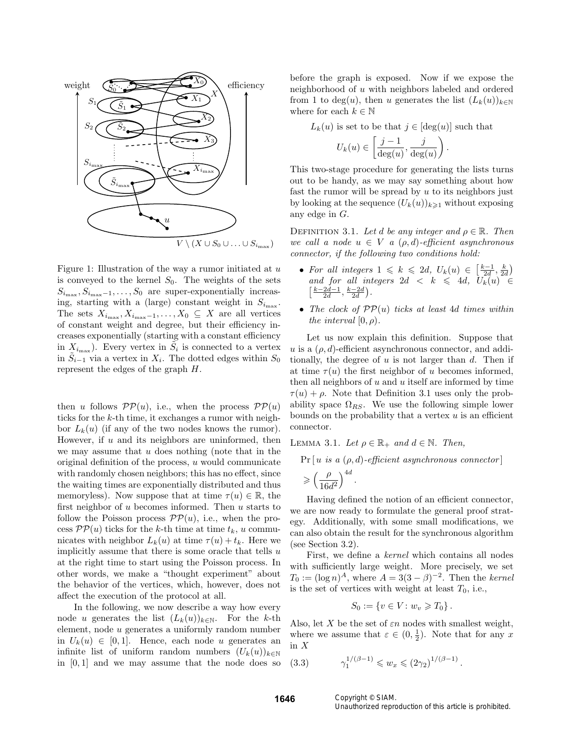Figure 1: Illustration of the way a rumor initiated at $u$ is conveyed to the kernel $S_0$. The weights of the sets $S_{i_{\max}}, S_{i_{\max}-1}, \ldots, S_0$ are super-exponentially increasing, starting with a (large) constant weight in $S_{i_{\max}}$. The sets $X_{i_{\max}}, X_{i_{\max}-1}, \ldots, X_0 \subseteq X$ are all vertices of constant weight and degree, but their efficiency increases exponentially (starting with a constant efficiency in $X_{i_{\max}}$). Every vertex in $\tilde{S}_i$ is connected to a vertex in $\tilde{S}_{i-1}$ via a vertex in $X_i$. The dotted edges within $S_0$ represent the edges of the graph $H$.

then $u$ follows $\mathcal{PP}(u)$, i.e., when the process $\mathcal{PP}(u)$ ticks for the $k$-th time, it exchanges a rumor with neighbor $L_k(u)$ (if any of the two nodes knows the rumor). However, if $u$ and its neighbors are uninformed, then we may assume that $u$ does nothing (note that in the original definition of the process, $u$ would communicate with randomly chosen neighbors; this has no effect, since the waiting times are exponentially distributed and thus memoryless). Now suppose that at time $\tau(u) \in \mathbb{R}$, the first neighbor of $u$ becomes informed. Then $u$ starts to follow the Poisson process $\mathcal{PP}(u)$, i.e., when the process $\mathcal{PP}(u)$ ticks for the $k$-th time at time $t_k$, $u$ communicates with neighbor $L_k(u)$ at time $\tau(u) + t_k$. Here we implicitly assume that there is some oracle that tells $u$ at the right time to start using the Poisson process. In other words, we make a "thought experiment" about the behavior of the vertices, which, however, does not affect the execution of the protocol at all.

In the following, we now describe a way how every node $u$ generates the list $(L_k(u))_{k\in\mathbb{N}}$. For the $k$-th element, node $u$ generates a uniformly random number in $U_k(u) \in [0,1]$. Hence, each node $u$ generates an infinite list of uniform random numbers $(U_k(u))_{k\in\mathbb{N}}$ in $[0,1]$ and we may assume that the node does so before the graph is exposed. Now if we expose the neighborhood of $u$ with neighbors labeled and ordered from 1 to $\deg(u)$, then $u$ generates the list $(L_k(u))_{k\in\mathbb{N}}$ where for each $k \in \mathbb{N}$

$$L_k(u) \text{ is set to be that } j \in [\deg(u)] \text{ such that}$$
$$U_k(u) \in \left[\frac{j-1}{\deg(u)}, \frac{j}{\deg(u)}\right).$$

This two-stage procedure for generating the lists turns out to be handy, as we may say something about how fast the rumor will be spread by $u$ to its neighbors just by looking at the sequence $(U_k(u))_{k\geqslant 1}$ without exposing any edge in $G$.

Definition 3.1. *Let $d$ be any integer and $\rho \in \mathbb{R}$. Then we call a node $u \in V$ a $(\rho, d)$-efficient asynchronous connector, if the following two conditions hold:*

- *For all integers $1 \leqslant k \leqslant 2d$, $U_k(u) \in \left[\frac{k-1}{2d}, \frac{k}{2d}\right)$ and for all integers $2d < k \leqslant 4d$, $U_k(u) \in \left[\frac{k-2d-1}{2d}, \frac{k-2d}{2d}\right)$.*
- *The clock of $\mathcal{PP}(u)$ ticks at least $4d$ times within the interval $[0, \rho)$.*

Let us now explain this definition. Suppose that $u$ is a $(\rho, d)$-efficient asynchronous connector, and additionally, the degree of $u$ is not larger than $d$. Then if at time $\tau(u)$ the first neighbor of $u$ becomes informed, then all neighbors of $u$ and $u$ itself are informed by time $\tau(u) + \rho$. Note that Definition 3.1 uses only the probability space $\Omega_{RS}$. We use the following simple lower bounds on the probability that a vertex $u$ is an efficient connector.

Lemma 3.1. *Let $\rho \in \mathbb{R}_+$ and $d \in \mathbb{N}$. Then,*

$$\Pr[\, u \text{ is a } (\rho, d)\text{-efficient asynchronous connector}]$$
$$\geqslant \left(\frac{\rho}{16d^2}\right)^{4d}.$$

Having defined the notion of an efficient connector, we are now ready to formulate the general proof strategy. Additionally, with some small modifications, we can also obtain the result for the synchronous algorithm (see Section 3.2).

First, we define a *kernel* which contains all nodes with sufficiently large weight. More precisely, we set $T_0 := (\log n)^A$, where $A = 3(3-\beta)^{-2}$. Then the *kernel* is the set of vertices with weight at least $T_0$, i.e.,

$$S_0 := \{v \in V : w_v \geqslant T_0\}.$$

Also, let $X$ be the set of $\varepsilon n$ nodes with smallest weight, where we assume that $\varepsilon \in (0, \frac{1}{2})$. Note that for any $x$ in $X$

$$\gamma_1^{1/(\beta-1)} \leqslant w_x \leqslant (2\gamma_2)^{1/(\beta-1)}. \tag{3.3}$$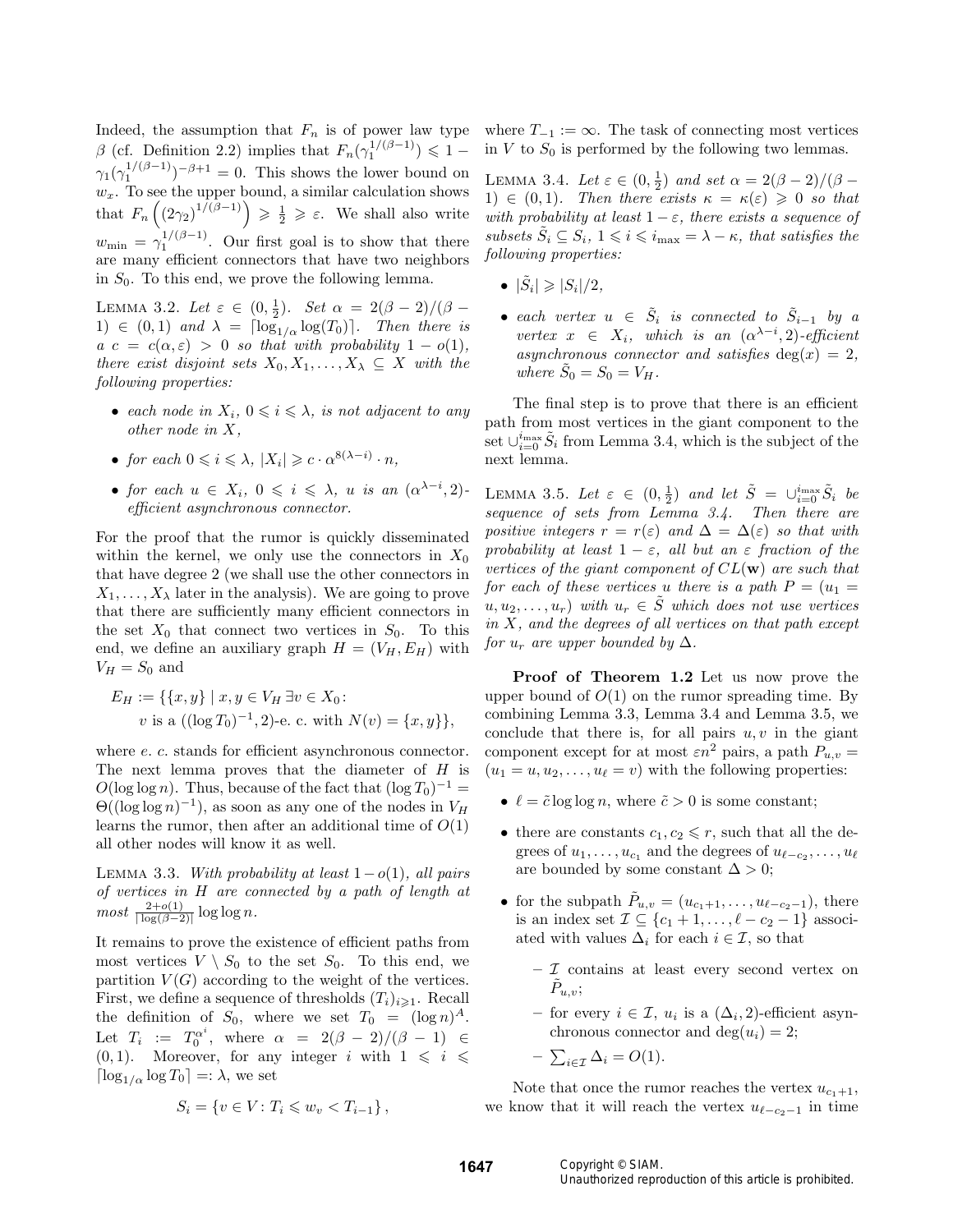Indeed, the assumption that $F_n$ is of power law type $\beta$ (cf. Definition 2.2) implies that $F_n(\gamma_1^{1/(\beta-1)}) \leqslant 1 - \gamma_1(\gamma_1^{1/(\beta-1)})^{-\beta+1} = 0$. This shows the lower bound on $w_x$. To see the upper bound, a similar calculation shows that $F_n\left((2\gamma_2)^{1/(\beta-1)}\right) \geqslant \frac{1}{2} \geqslant \varepsilon$. We shall also write $w_{\min} = \gamma_1^{1/(\beta-1)}$. Our first goal is to show that there are many efficient connectors that have two neighbors in $S_0$. To this end, we prove the following lemma.

Lemma 3.2. *Let $\varepsilon \in (0, \frac{1}{2})$. Set $\alpha = 2(\beta-2)/(\beta-1) \in (0,1)$ and $\lambda = \lceil \log_{1/\alpha} \log(T_0) \rceil$. Then there is a $c = c(\alpha, \varepsilon) > 0$ so that with probability $1 - o(1)$, there exist disjoint sets $X_0, X_1, \ldots, X_\lambda \subseteq X$ with the following properties:*

- *each node in $X_i$, $0 \leqslant i \leqslant \lambda$, is not adjacent to any other node in $X$,*
- *for each $0 \leqslant i \leqslant \lambda$, $|X_i| \geqslant c \cdot \alpha^{8(\lambda-i)} \cdot n$,*
- *for each $u \in X_i$, $0 \leqslant i \leqslant \lambda$, $u$ is an $(\alpha^{\lambda-i}, 2)$-efficient asynchronous connector.*

For the proof that the rumor is quickly disseminated within the kernel, we only use the connectors in $X_0$ that have degree 2 (we shall use the other connectors in $X_1, \ldots, X_\lambda$ later in the analysis). We are going to prove that there are sufficiently many efficient connectors in the set $X_0$ that connect two vertices in $S_0$. To this end, we define an auxiliary graph $H = (V_H, E_H)$ with $V_H = S_0$ and

$$
\begin{aligned}
E_H := \{\{x,y\} \mid\, & x,y \in V_H\ \exists v \in X_0\colon \\
& v \text{ is a } ((\log T_0)^{-1}, 2)\text{-e. c. with } N(v) = \{x,y\}\},
\end{aligned}
$$

where *e. c.* stands for efficient asynchronous connector. The next lemma proves that the diameter of $H$ is $O(\log\log n)$. Thus, because of the fact that $(\log T_0)^{-1} = \Theta((\log\log n)^{-1})$, as soon as any one of the nodes in $V_H$ learns the rumor, then after an additional time of $O(1)$ all other nodes will know it as well.

Lemma 3.3. *With probability at least $1 - o(1)$, all pairs of vertices in $H$ are connected by a path of length at most $\frac{2+o(1)}{|\log(\beta-2)|} \log\log n$.*

It remains to prove the existence of efficient paths from most vertices $V \setminus S_0$ to the set $S_0$. To this end, we partition $V(G)$ according to the weight of the vertices. First, we define a sequence of thresholds $(T_i)_{i \geqslant 1}$. Recall the definition of $S_0$, where we set $T_0 = (\log n)^A$. Let $T_i := T_0^{\alpha^i}$, where $\alpha = 2(\beta-2)/(\beta-1) \in (0,1)$. Moreover, for any integer $i$ with $1 \leqslant i \leqslant \lceil \log_{1/\alpha} \log T_0 \rceil =: \lambda$, we set

$$
S_i = \{v \in V \colon T_i \leqslant w_v < T_{i-1}\},
$$

where $T_{-1} := \infty$. The task of connecting most vertices in $V$ to $S_0$ is performed by the following two lemmas.

Lemma 3.4. *Let $\varepsilon \in (0, \frac{1}{2})$ and set $\alpha = 2(\beta-2)/(\beta-1) \in (0,1)$. Then there exists $\kappa = \kappa(\varepsilon) \geqslant 0$ so that with probability at least $1 - \varepsilon$, there exists a sequence of subsets $\tilde{S}_i \subseteq S_i$, $1 \leqslant i \leqslant i_{\max} = \lambda - \kappa$, that satisfies the following properties:*

- *$|\tilde{S}_i| \geqslant |S_i|/2$,*
- *each vertex $u \in \tilde{S}_i$ is connected to $\tilde{S}_{i-1}$ by a vertex $x \in X_i$, which is an $(\alpha^{\lambda-i}, 2)$-efficient asynchronous connector and satisfies $\deg(x) = 2$, where $\tilde{S}_0 = S_0 = V_H$.*

The final step is to prove that there is an efficient path from most vertices in the giant component to the set $\cup_{i=0}^{i_{\max}} \tilde{S}_i$ from Lemma 3.4, which is the subject of the next lemma.

Lemma 3.5. *Let $\varepsilon \in (0, \frac{1}{2})$ and let $\tilde{S} = \cup_{i=0}^{i_{\max}} \tilde{S}_i$ be sequence of sets from Lemma 3.4. Then there are positive integers $r = r(\varepsilon)$ and $\Delta = \Delta(\varepsilon)$ so that with probability at least $1 - \varepsilon$, all but an $\varepsilon$ fraction of the vertices of the giant component of $CL(\mathbf{w})$ are such that for each of these vertices $u$ there is a path $P = (u_1 = u, u_2, \ldots, u_r)$ with $u_r \in \tilde{S}$ which does not use vertices in $X$, and the degrees of all vertices on that path except for $u_r$ are upper bounded by $\Delta$.*

**Proof of Theorem 1.2** Let us now prove the upper bound of $O(1)$ on the rumor spreading time. By combining Lemma 3.3, Lemma 3.4 and Lemma 3.5, we conclude that there is, for all pairs $u, v$ in the giant component except for at most $\varepsilon n^2$ pairs, a path $P_{u,v} = (u_1 = u, u_2, \ldots, u_\ell = v)$ with the following properties:

- $\ell = \tilde{c} \log\log n$, where $\tilde{c} > 0$ is some constant;
- there are constants $c_1, c_2 \leqslant r$, such that all the degrees of $u_1, \ldots, u_{c_1}$ and the degrees of $u_{\ell - c_2}, \ldots, u_\ell$ are bounded by some constant $\Delta > 0$;
- for the subpath $\tilde{P}_{u,v} = (u_{c_1+1}, \ldots, u_{\ell-c_2-1})$, there is an index set $\mathcal{I} \subseteq \{c_1+1, \ldots, \ell - c_2 - 1\}$ associated with values $\Delta_i$ for each $i \in \mathcal{I}$, so that
  - $\mathcal{I}$ contains at least every second vertex on $\tilde{P}_{u,v}$;
  - for every $i \in \mathcal{I}$, $u_i$ is a $(\Delta_i, 2)$-efficient asynchronous connector and $\deg(u_i) = 2$;
  - $\sum_{i \in \mathcal{I}} \Delta_i = O(1)$.

Note that once the rumor reaches the vertex $u_{c_1+1}$, we know that it will reach the vertex $u_{\ell-c_2-1}$ in time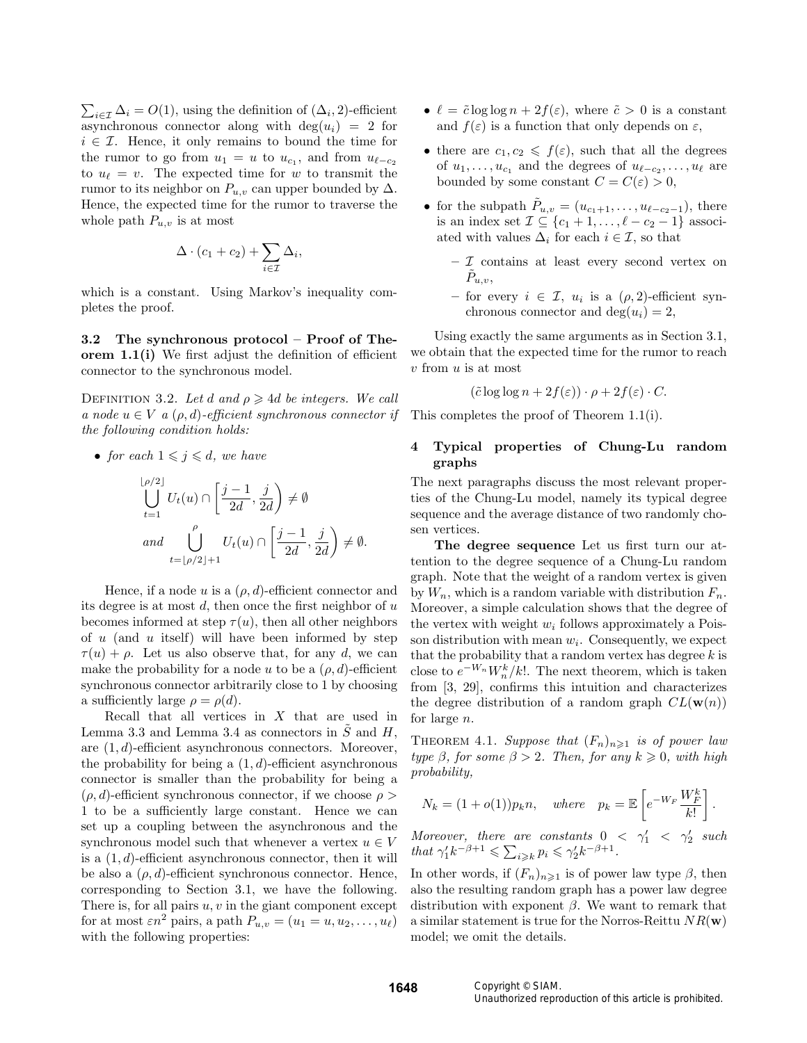$\sum_{i \in \mathcal{I}} \Delta_i = O(1)$, using the definition of $(\Delta_i, 2)$-efficient asynchronous connector along with $\deg(u_i) = 2$ for $i \in \mathcal{I}$. Hence, it only remains to bound the time for the rumor to go from $u_1 = u$ to $u_{c_1}$, and from $u_{\ell - c_2}$ to $u_\ell = v$. The expected time for $w$ to transmit the rumor to its neighbor on $P_{u,v}$ can upper bounded by $\Delta$. Hence, the expected time for the rumor to traverse the whole path $P_{u,v}$ is at most

$$\Delta \cdot (c_1 + c_2) + \sum_{i \in \mathcal{I}} \Delta_i,$$

which is a constant. Using Markov's inequality completes the proof.

**3.2 The synchronous protocol – Proof of Theorem 1.1(i)** We first adjust the definition of efficient connector to the synchronous model.

DEFINITION 3.2. *Let $d$ and $\rho \geqslant 4d$ be integers. We call a node $u \in V$ a $(\rho, d)$-efficient synchronous connector if the following condition holds:*

- *for each $1 \leqslant j \leqslant d$, we have*

$$\bigcup_{t=1}^{\lfloor \rho/2 \rfloor} U_t(u) \cap \left[ \frac{j-1}{2d}, \frac{j}{2d} \right) \neq \emptyset$$
$$\text{and} \bigcup_{t=\lfloor \rho/2 \rfloor + 1}^{\rho} U_t(u) \cap \left[ \frac{j-1}{2d}, \frac{j}{2d} \right) \neq \emptyset.$$

Hence, if a node $u$ is a $(\rho, d)$-efficient connector and its degree is at most $d$, then once the first neighbor of $u$ becomes informed at step $\tau(u)$, then all other neighbors of $u$ (and $u$ itself) will have been informed by step $\tau(u) + \rho$. Let us also observe that, for any $d$, we can make the probability for a node $u$ to be a $(\rho, d)$-efficient synchronous connector arbitrarily close to 1 by choosing a sufficiently large $\rho = \rho(d)$.

Recall that all vertices in $X$ that are used in Lemma 3.3 and Lemma 3.4 as connectors in $\tilde{S}$ and $H$, are $(1, d)$-efficient asynchronous connectors. Moreover, the probability for being a $(1, d)$-efficient asynchronous connector is smaller than the probability for being a $(\rho, d)$-efficient synchronous connector, if we choose $\rho > 1$ to be a sufficiently large constant. Hence we can set up a coupling between the asynchronous and the synchronous model such that whenever a vertex $u \in V$ is a $(1, d)$-efficient asynchronous connector, then it will be also a $(\rho, d)$-efficient synchronous connector. Hence, corresponding to Section 3.1, we have the following. There is, for all pairs $u, v$ in the giant component except for at most $\varepsilon n^2$ pairs, a path $P_{u,v} = (u_1 = u, u_2, \ldots, u_\ell)$ with the following properties:

- $\ell = \tilde{c} \log \log n + 2f(\varepsilon)$, where $\tilde{c} > 0$ is a constant and $f(\varepsilon)$ is a function that only depends on $\varepsilon$,
- there are $c_1, c_2 \leqslant f(\varepsilon)$, such that all the degrees of $u_1, \ldots, u_{c_1}$ and the degrees of $u_{\ell - c_2}, \ldots, u_\ell$ are bounded by some constant $C = C(\varepsilon) > 0$,
- for the subpath $\tilde{P}_{u,v} = (u_{c_1+1}, \ldots, u_{\ell - c_2 - 1})$, there is an index set $\mathcal{I} \subseteq \{c_1 + 1, \ldots, \ell - c_2 - 1\}$ associated with values $\Delta_i$ for each $i \in \mathcal{I}$, so that
  - $\mathcal{I}$ contains at least every second vertex on $\tilde{P}_{u,v}$,
  - for every $i \in \mathcal{I}$, $u_i$ is a $(\rho, 2)$-efficient synchronous connector and $\deg(u_i) = 2$,

Using exactly the same arguments as in Section 3.1, we obtain that the expected time for the rumor to reach $v$ from $u$ is at most

$$(\tilde{c} \log \log n + 2f(\varepsilon)) \cdot \rho + 2f(\varepsilon) \cdot C.$$

This completes the proof of Theorem 1.1(i).

## 4 Typical properties of Chung-Lu random graphs

The next paragraphs discuss the most relevant properties of the Chung-Lu model, namely its typical degree sequence and the average distance of two randomly chosen vertices.

**The degree sequence** Let us first turn our attention to the degree sequence of a Chung-Lu random graph. Note that the weight of a random vertex is given by $W_n$, which is a random variable with distribution $F_n$. Moreover, a simple calculation shows that the degree of the vertex with weight $w_i$ follows approximately a Poisson distribution with mean $w_i$. Consequently, we expect that the probability that a random vertex has degree $k$ is close to $e^{-W_n} W_n^k / k!$. The next theorem, which is taken from [3, 29], confirms this intuition and characterizes the degree distribution of a random graph $CL(\mathbf{w}(n))$ for large $n$.

THEOREM 4.1. *Suppose that $(F_n)_{n \geqslant 1}$ is of power law type $\beta$, for some $\beta > 2$. Then, for any $k \geqslant 0$, with high probability,*

$$N_k = (1 + o(1)) p_k n, \quad \textit{where} \quad p_k = \mathbb{E}\left[ e^{-W_F} \frac{W_F^k}{k!} \right].$$

*Moreover, there are constants $0 < \gamma_1' < \gamma_2'$ such that $\gamma_1' k^{-\beta+1} \leqslant \sum_{i \geqslant k} p_i \leqslant \gamma_2' k^{-\beta+1}$.*

In other words, if $(F_n)_{n \geqslant 1}$ is of power law type $\beta$, then also the resulting random graph has a power law degree distribution with exponent $\beta$. We want to remark that a similar statement is true for the Norros-Reittu $NR(\mathbf{w})$ model; we omit the details.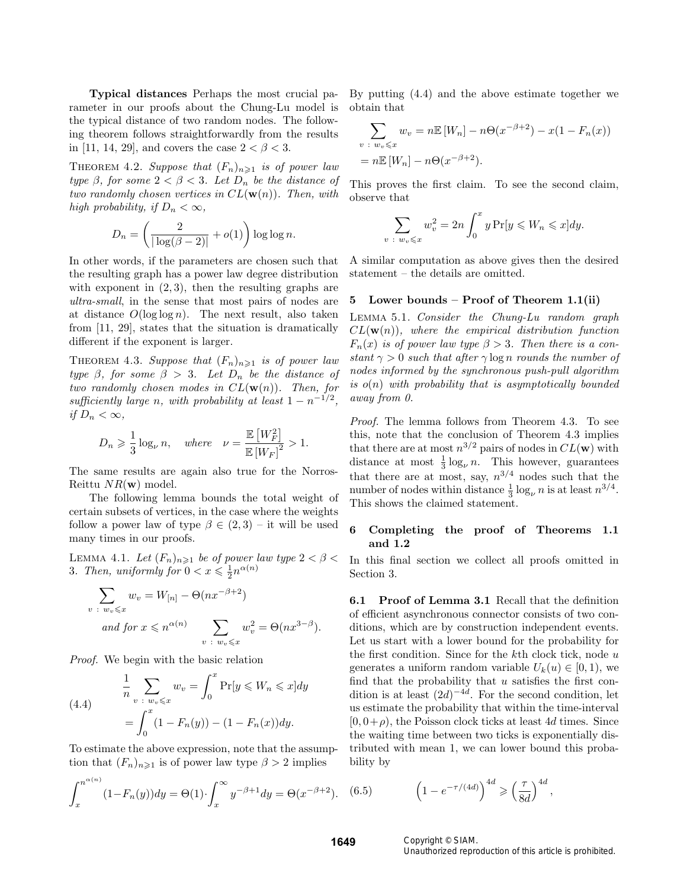**Typical distances** Perhaps the most crucial parameter in our proofs about the Chung-Lu model is the typical distance of two random nodes. The following theorem follows straightforwardly from the results in [11, 14, 29], and covers the case $2 < \beta < 3$.

THEOREM 4.2. *Suppose that $(F_n)_{n \geqslant 1}$ is of power law type $\beta$, for some $2 < \beta < 3$. Let $D_n$ be the distance of two randomly chosen vertices in $CL(\mathbf{w}(n))$. Then, with high probability, if $D_n < \infty$,*

$$D_n = \left( \frac{2}{|\log(\beta - 2)|} + o(1) \right) \log \log n.$$

In other words, if the parameters are chosen such that the resulting graph has a power law degree distribution with exponent in $(2, 3)$, then the resulting graphs are *ultra-small*, in the sense that most pairs of nodes are at distance $O(\log \log n)$. The next result, also taken from [11, 29], states that the situation is dramatically different if the exponent is larger.

THEOREM 4.3. *Suppose that $(F_n)_{n \geqslant 1}$ is of power law type $\beta$, for some $\beta > 3$. Let $D_n$ be the distance of two randomly chosen modes in $CL(\mathbf{w}(n))$. Then, for sufficiently large $n$, with probability at least $1 - n^{-1/2}$, if $D_n < \infty$,*

$$D_n \geqslant \frac{1}{3} \log_\nu n, \quad \text{where} \quad \nu = \frac{\mathbb{E}\left[W_F^2\right]}{\mathbb{E}\left[W_F\right]^2} > 1.$$

The same results are again also true for the Norros-Reittu $NR(\mathbf{w})$ model.

The following lemma bounds the total weight of certain subsets of vertices, in the case where the weights follow a power law of type $\beta \in (2, 3)$ – it will be used many times in our proofs.

LEMMA 4.1. *Let $(F_n)_{n \geqslant 1}$ be of power law type $2 < \beta < 3$. Then, uniformly for $0 < x \leqslant \frac{1}{2} n^{\alpha(n)}$*

$$\sum_{v \,:\, w_v \leqslant x} w_v = W_{[n]} - \Theta(nx^{-\beta+2})$$

$$\text{and for } x \leqslant n^{\alpha(n)} \qquad \sum_{v \,:\, w_v \leqslant x} w_v^2 = \Theta(nx^{3-\beta}).$$

*Proof.* We begin with the basic relation

$$\begin{aligned} \frac{1}{n} \sum_{v \,:\, w_v \leqslant x} w_v &= \int_0^x \Pr[y \leqslant W_n \leqslant x] dy \\ &= \int_0^x (1 - F_n(y)) - (1 - F_n(x)) dy. \end{aligned} \tag{4.4}$$

To estimate the above expression, note that the assumption that $(F_n)_{n \geqslant 1}$ is of power law type $\beta > 2$ implies

$$\int_x^{n^{\alpha(n)}} (1 - F_n(y)) dy = \Theta(1) \cdot \int_x^\infty y^{-\beta+1} dy = \Theta(x^{-\beta+2}).$$

By putting (4.4) and the above estimate together we obtain that

$$\begin{aligned} \sum_{v \,:\, w_v \leqslant x} w_v &= n\mathbb{E}\left[W_n\right] - n\Theta(x^{-\beta+2}) - x(1 - F_n(x)) \\ &= n\mathbb{E}\left[W_n\right] - n\Theta(x^{-\beta+2}). \end{aligned}$$

This proves the first claim. To see the second claim, observe that

$$\sum_{v \,:\, w_v \leqslant x} w_v^2 = 2n \int_0^x y \Pr[y \leqslant W_n \leqslant x] dy.$$

A similar computation as above gives then the desired statement – the details are omitted.

## 5 Lower bounds – Proof of Theorem 1.1(ii)

LEMMA 5.1. *Consider the Chung-Lu random graph $CL(\mathbf{w}(n))$, where the empirical distribution function $F_n(x)$ is of power law type $\beta > 3$. Then there is a constant $\gamma > 0$ such that after $\gamma \log n$ rounds the number of nodes informed by the synchronous push-pull algorithm is $o(n)$ with probability that is asymptotically bounded away from 0.*

*Proof.* The lemma follows from Theorem 4.3. To see this, note that the conclusion of Theorem 4.3 implies that there are at most $n^{3/2}$ pairs of nodes in $CL(\mathbf{w})$ with distance at most $\frac{1}{3} \log_\nu n$. This however, guarantees that there are at most, say, $n^{3/4}$ nodes such that the number of nodes within distance $\frac{1}{3} \log_\nu n$ is at least $n^{3/4}$. This shows the claimed statement.

## 6 Completing the proof of Theorems 1.1 and 1.2

In this final section we collect all proofs omitted in Section 3.

### 6.1 Proof of Lemma 3.1

Recall that the definition of efficient asynchronous connector consists of two conditions, which are by construction independent events. Let us start with a lower bound for the probability for the first condition. Since for the $k$th clock tick, node $u$ generates a uniform random variable $U_k(u) \in [0, 1)$, we find that the probability that $u$ satisfies the first condition is at least $(2d)^{-4d}$. For the second condition, let us estimate the probability that within the time-interval $[0, 0 + \rho)$, the Poisson clock ticks at least $4d$ times. Since the waiting time between two ticks is exponentially distributed with mean 1, we can lower bound this probability by

$$\left(1 - e^{-\tau/(4d)}\right)^{4d} \geqslant \left(\frac{\tau}{8d}\right)^{4d}, \tag{6.5}$$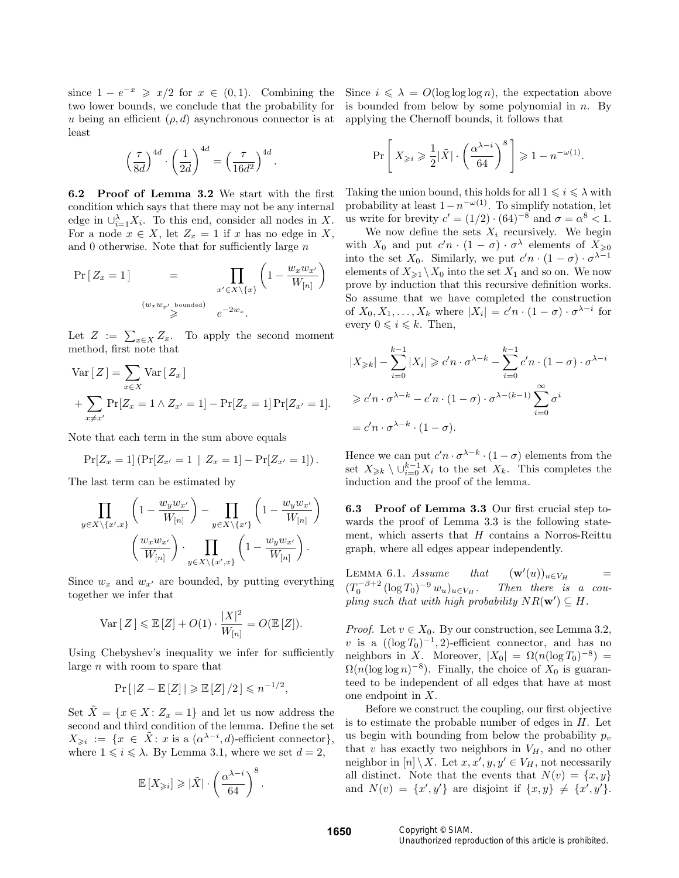since $1 - e^{-x} \geqslant x/2$ for $x \in (0,1)$. Combining the two lower bounds, we conclude that the probability for $u$ being an efficient $(\rho, d)$ asynchronous connector is at least

$$\left(\frac{\tau}{8d}\right)^{4d} \cdot \left(\frac{1}{2d}\right)^{4d} = \left(\frac{\tau}{16d^2}\right)^{4d}.$$

**6.2 Proof of Lemma 3.2** We start with the first condition which says that there may not be any internal edge in $\cup_{i=1}^{\lambda} X_i$. To this end, consider all nodes in $X$. For a node $x \in X$, let $Z_x = 1$ if $x$ has no edge in $X$, and 0 otherwise. Note that for sufficiently large $n$

$$\Pr[Z_x = 1] = \prod_{x' \in X \setminus \{x\}} \left(1 - \frac{w_x w_{x'}}{W_{[n]}}\right) \overset{(w_x w_{x'} \text{ bounded})}{\geqslant} e^{-2w_x}.$$

Let $Z := \sum_{x \in X} Z_x$. To apply the second moment method, first note that

$$\operatorname{Var}[Z] = \sum_{x \in X} \operatorname{Var}[Z_x] + \sum_{x \neq x'} \Pr[Z_x = 1 \wedge Z_{x'} = 1] - \Pr[Z_x = 1]\Pr[Z_{x'} = 1].$$

Note that each term in the sum above equals

$$\Pr[Z_x = 1]\left(\Pr[Z_{x'} = 1 \mid Z_x = 1] - \Pr[Z_{x'} = 1]\right).$$

The last term can be estimated by

$$\prod_{y \in X \setminus \{x', x\}} \left(1 - \frac{w_y w_{x'}}{W_{[n]}}\right) - \prod_{y \in X \setminus \{x'\}} \left(1 - \frac{w_y w_{x'}}{W_{[n]}}\right) \left(\frac{w_x w_{x'}}{W_{[n]}}\right) \cdot \prod_{y \in X \setminus \{x', x\}} \left(1 - \frac{w_y w_{x'}}{W_{[n]}}\right).$$

Since $w_x$ and $w_{x'}$ are bounded, by putting everything together we infer that

$$\operatorname{Var}[Z] \leqslant \mathbb{E}[Z] + O(1) \cdot \frac{|X|^2}{W_{[n]}} = O(\mathbb{E}[Z]).$$

Using Chebyshev's inequality we infer for sufficiently large $n$ with room to spare that

$$\Pr[|Z - \mathbb{E}[Z]| \geqslant \mathbb{E}[Z]/2] \leqslant n^{-1/2},$$

Set $\tilde{X} = \{x \in X : Z_x = 1\}$ and let us now address the second and third condition of the lemma. Define the set $X_{\geqslant i} := \{x \in \tilde{X} : x \text{ is a } (\alpha^{\lambda - i}, d)\text{-efficient connector}\}$, where $1 \leqslant i \leqslant \lambda$. By Lemma 3.1, where we set $d = 2$,

$$\mathbb{E}[X_{\geqslant i}] \geqslant |\tilde{X}| \cdot \left(\frac{\alpha^{\lambda - i}}{64}\right)^8.$$

Since $i \leqslant \lambda = O(\log\log\log n)$, the expectation above is bounded from below by some polynomial in $n$. By applying the Chernoff bounds, it follows that

$$\Pr\left[X_{\geqslant i} \geqslant \frac{1}{2}|\tilde{X}| \cdot \left(\frac{\alpha^{\lambda - i}}{64}\right)^8\right] \geqslant 1 - n^{-\omega(1)}.$$

Taking the union bound, this holds for all $1 \leqslant i \leqslant \lambda$ with probability at least $1 - n^{-\omega(1)}$. To simplify notation, let us write for brevity $c' = (1/2) \cdot (64)^{-8}$ and $\sigma = \alpha^8 < 1$.

We now define the sets $X_i$ recursively. We begin with $X_0$ and put $c'n \cdot (1 - \sigma) \cdot \sigma^{\lambda}$ elements of $X_{\geqslant 0}$ into the set $X_0$. Similarly, we put $c'n \cdot (1 - \sigma) \cdot \sigma^{\lambda - 1}$ elements of $X_{\geqslant 1} \setminus X_0$ into the set $X_1$ and so on. We now prove by induction that this recursive definition works. So assume that we have completed the construction of $X_0, X_1, \ldots, X_k$ where $|X_i| = c'n \cdot (1 - \sigma) \cdot \sigma^{\lambda - i}$ for every $0 \leqslant i \leqslant k$. Then,

$$\begin{aligned}
|X_{\geqslant k}| - \sum_{i=0}^{k-1} |X_i| &\geqslant c'n \cdot \sigma^{\lambda - k} - \sum_{i=0}^{k-1} c'n \cdot (1 - \sigma) \cdot \sigma^{\lambda - i} \\
&\geqslant c'n \cdot \sigma^{\lambda - k} - c'n \cdot (1 - \sigma) \cdot \sigma^{\lambda - (k-1)} \sum_{i=0}^{\infty} \sigma^i \\
&= c'n \cdot \sigma^{\lambda - k} \cdot (1 - \sigma).
\end{aligned}$$

Hence we can put $c'n \cdot \sigma^{\lambda - k} \cdot (1 - \sigma)$ elements from the set $X_{\geqslant k} \setminus \cup_{i=0}^{k-1} X_i$ to the set $X_k$. This completes the induction and the proof of the lemma.

**6.3 Proof of Lemma 3.3** Our first crucial step towards the proof of Lemma 3.3 is the following statement, which asserts that $H$ contains a Norros-Reittu graph, where all edges appear independently.

LEMMA 6.1. *Assume that* $(\mathbf{w}'(u))_{u \in V_H} = (T_0^{-\beta + 2} (\log T_0)^{-9} w_u)_{u \in V_H}$. *Then there is a coupling such that with high probability* $NR(\mathbf{w}') \subseteq H$.

*Proof.* Let $v \in X_0$. By our construction, see Lemma 3.2, $v$ is a $((\log T_0)^{-1}, 2)$-efficient connector, and has no neighbors in $X$. Moreover, $|X_0| = \Omega(n(\log T_0)^{-8}) = \Omega(n(\log\log n)^{-8})$. Finally, the choice of $X_0$ is guaranteed to be independent of all edges that have at most one endpoint in $X$.

Before we construct the coupling, our first objective is to estimate the probable number of edges in $H$. Let us begin with bounding from below the probability $p_v$ that $v$ has exactly two neighbors in $V_H$, and no other neighbor in $[n] \setminus X$. Let $x, x', y, y' \in V_H$, not necessarily all distinct. Note that the events that $N(v) = \{x, y\}$ and $N(v) = \{x', y'\}$ are disjoint if $\{x, y\} \neq \{x', y'\}$.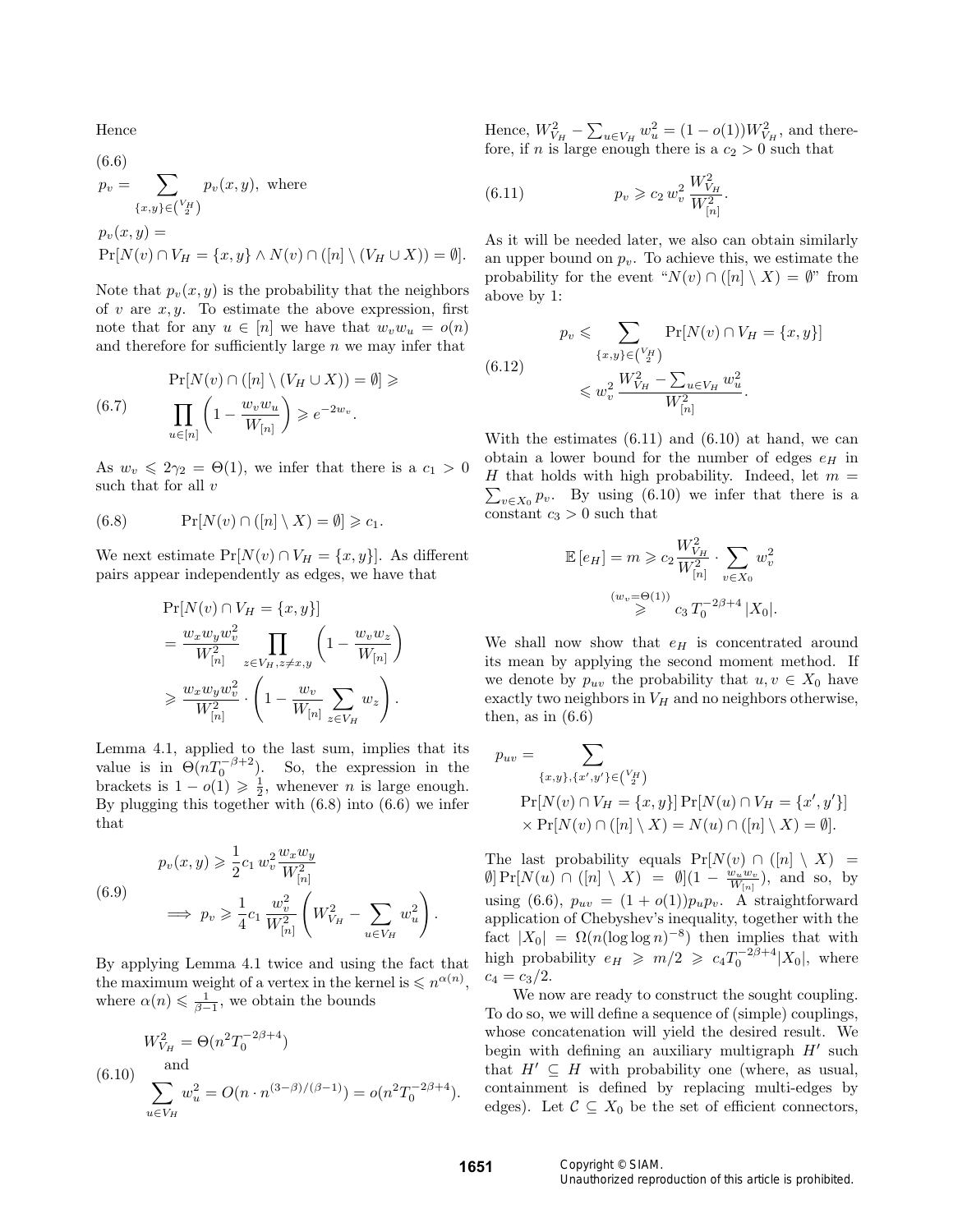Hence

$$p_v = \sum_{\{x,y\} \in \binom{V_H}{2}} p_v(x,y), \text{ where} \tag{6.6}$$

$$p_v(x,y) = \Pr[N(v) \cap V_H = \{x,y\} \wedge N(v) \cap ([n] \setminus (V_H \cup X)) = \emptyset].$$

Note that $p_v(x,y)$ is the probability that the neighbors of $v$ are $x, y$. To estimate the above expression, first note that for any $u \in [n]$ we have that $w_v w_u = o(n)$ and therefore for sufficiently large $n$ we may infer that

$$\Pr[N(v) \cap ([n] \setminus (V_H \cup X)) = \emptyset] \geqslant \prod_{u \in [n]} \left(1 - \frac{w_v w_u}{W_{[n]}}\right) \geqslant e^{-2w_v}. \tag{6.7}$$

As $w_v \leqslant 2\gamma_2 = \Theta(1)$, we infer that there is a $c_1 > 0$ such that for all $v$

$$\Pr[N(v) \cap ([n] \setminus X) = \emptyset] \geqslant c_1. \tag{6.8}$$

We next estimate $\Pr[N(v) \cap V_H = \{x,y\}]$. As different pairs appear independently as edges, we have that

$$\begin{aligned}
&\Pr[N(v) \cap V_H = \{x,y\}] \\
&= \frac{w_x w_y w_v^2}{W_{[n]}^2} \prod_{z \in V_H, z \neq x,y} \left(1 - \frac{w_v w_z}{W_{[n]}}\right) \\
&\geqslant \frac{w_x w_y w_v^2}{W_{[n]}^2} \cdot \left(1 - \frac{w_v}{W_{[n]}} \sum_{z \in V_H} w_z\right).
\end{aligned}$$

Lemma 4.1, applied to the last sum, implies that its value is in $\Theta(nT_0^{-\beta+2})$. So, the expression in the brackets is $1 - o(1) \geqslant \frac{1}{2}$, whenever $n$ is large enough. By plugging this together with (6.8) into (6.6) we infer that

$$\begin{aligned}
&p_v(x,y) \geqslant \frac{1}{2} c_1 w_v^2 \frac{w_x w_y}{W_{[n]}^2} \\
&\implies p_v \geqslant \frac{1}{4} c_1 \frac{w_v^2}{W_{[n]}^2} \left(W_{V_H}^2 - \sum_{u \in V_H} w_u^2\right).
\end{aligned} \tag{6.9}$$

By applying Lemma 4.1 twice and using the fact that the maximum weight of a vertex in the kernel is $\leqslant n^{\alpha(n)}$, where $\alpha(n) \leqslant \frac{1}{\beta-1}$, we obtain the bounds

$$\begin{aligned}
&W_{V_H}^2 = \Theta(n^2 T_0^{-2\beta+4}) \\
&\quad\text{and} \\
&\sum_{u \in V_H} w_u^2 = O(n \cdot n^{(3-\beta)/(\beta-1)}) = o(n^2 T_0^{-2\beta+4}).
\end{aligned} \tag{6.10}$$

Hence, $W_{V_H}^2 - \sum_{u \in V_H} w_u^2 = (1 - o(1)) W_{V_H}^2$, and therefore, if $n$ is large enough there is a $c_2 > 0$ such that

$$p_v \geqslant c_2 \, w_v^2 \, \frac{W_{V_H}^2}{W_{[n]}^2}. \tag{6.11}$$

As it will be needed later, we also can obtain similarly an upper bound on $p_v$. To achieve this, we estimate the probability for the event "$N(v) \cap ([n] \setminus X) = \emptyset$" from above by 1:

$$\begin{aligned}
p_v &\leqslant \sum_{\{x,y\} \in \binom{V_H}{2}} \Pr[N(v) \cap V_H = \{x,y\}] \\
&\leqslant w_v^2 \, \frac{W_{V_H}^2 - \sum_{u \in V_H} w_u^2}{W_{[n]}^2}.
\end{aligned} \tag{6.12}$$

With the estimates (6.11) and (6.10) at hand, we can obtain a lower bound for the number of edges $e_H$ in $H$ that holds with high probability. Indeed, let $m = \sum_{v \in X_0} p_v$. By using (6.10) we infer that there is a constant $c_3 > 0$ such that

$$\begin{aligned}
\mathbb{E}[e_H] = m &\geqslant c_2 \frac{W_{V_H}^2}{W_{[n]}^2} \cdot \sum_{v \in X_0} w_v^2 \\
&\overset{(w_v = \Theta(1))}{\geqslant} c_3 \, T_0^{-2\beta+4} \, |X_0|.
\end{aligned}$$

We shall now show that $e_H$ is concentrated around its mean by applying the second moment method. If we denote by $p_{uv}$ the probability that $u, v \in X_0$ have exactly two neighbors in $V_H$ and no neighbors otherwise, then, as in (6.6)

$$\begin{aligned}
p_{uv} = &\sum_{\{x,y\}, \{x',y'\} \in \binom{V_H}{2}} \\
&\Pr[N(v) \cap V_H = \{x,y\}] \Pr[N(u) \cap V_H = \{x',y'\}] \\
&\times \Pr[N(v) \cap ([n] \setminus X) = N(u) \cap ([n] \setminus X) = \emptyset].
\end{aligned}$$

The last probability equals $\Pr[N(v) \cap ([n] \setminus X) = \emptyset] \Pr[N(u) \cap ([n] \setminus X) = \emptyset](1 - \frac{w_u w_v}{W_{[n]}})$, and so, by using (6.6), $p_{uv} = (1 + o(1)) p_u p_v$. A straightforward application of Chebyshev's inequality, together with the fact $|X_0| = \Omega(n(\log \log n)^{-8})$ then implies that with high probability $e_H \geqslant m/2 \geqslant c_4 T_0^{-2\beta+4} |X_0|$, where $c_4 = c_3/2$.

We now are ready to construct the sought coupling. To do so, we will define a sequence of (simple) couplings, whose concatenation will yield the desired result. We begin with defining an auxiliary multigraph $H'$ such that $H' \subseteq H$ with probability one (where, as usual, containment is defined by replacing multi-edges by edges). Let $\mathcal{C} \subseteq X_0$ be the set of efficient connectors,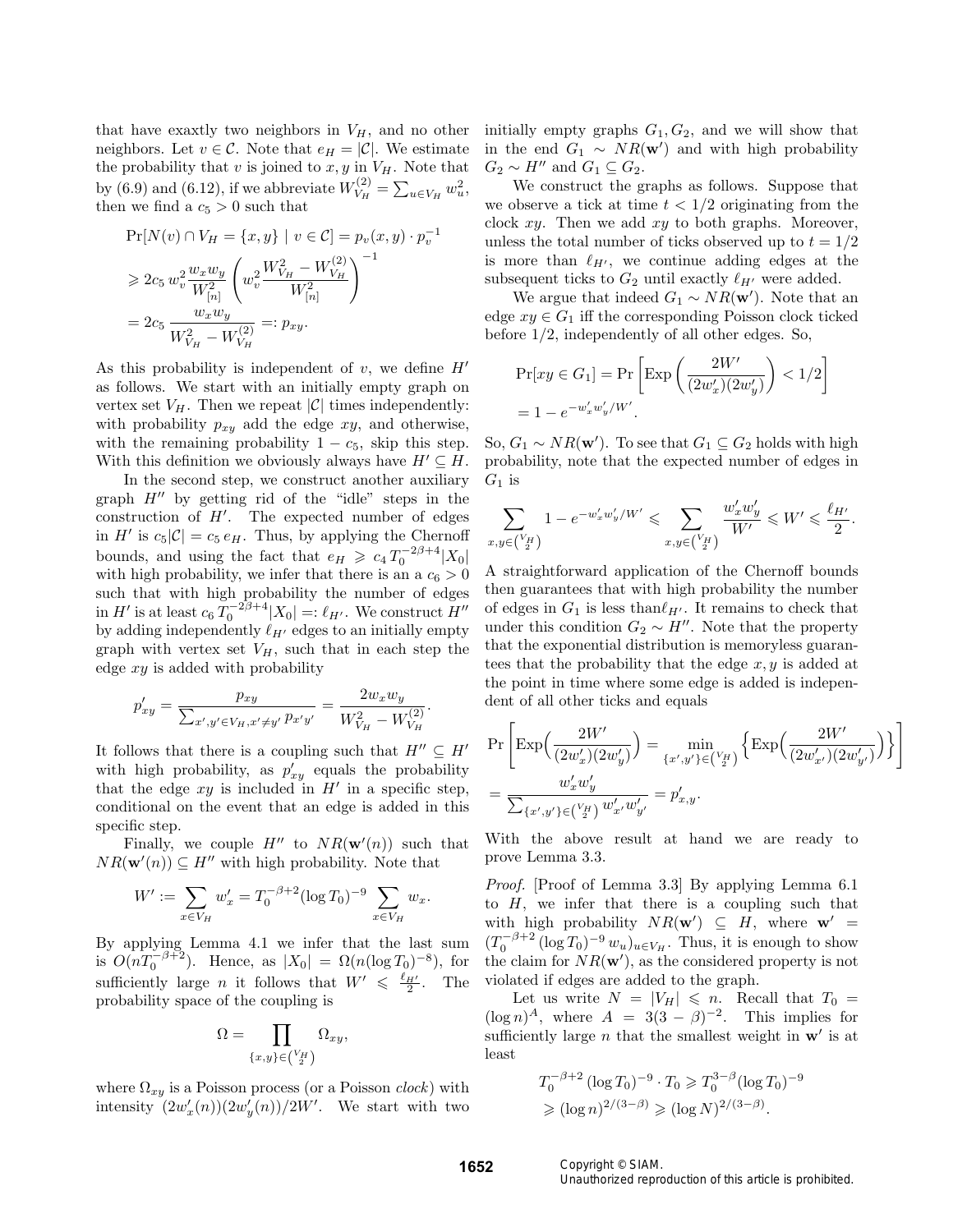that have exaxtly two neighbors in $V_H$, and no other neighbors. Let $v \in \mathcal{C}$. Note that $e_H = |\mathcal{C}|$. We estimate the probability that $v$ is joined to $x, y$ in $V_H$. Note that by (6.9) and (6.12), if we abbreviate $W_{V_H}^{(2)} = \sum_{u \in V_H} w_u^2$, then we find a $c_5 > 0$ such that

$$\begin{aligned}
\Pr[N(v) \cap V_H = \{x, y\} \mid v \in \mathcal{C}] &= p_v(x, y) \cdot p_v^{-1} \\
&\geqslant 2c_5\, w_v^2 \frac{w_x w_y}{W_{[n]}^2} \left( w_v^2 \frac{W_{V_H}^2 - W_{V_H}^{(2)}}{W_{[n]}^2} \right)^{-1} \\
&= 2c_5 \frac{w_x w_y}{W_{V_H}^2 - W_{V_H}^{(2)}} =: p_{xy}.
\end{aligned}$$

As this probability is independent of $v$, we define $H'$ as follows. We start with an initially empty graph on vertex set $V_H$. Then we repeat $|\mathcal{C}|$ times independently: with probability $p_{xy}$ add the edge $xy$, and otherwise, with the remaining probability $1 - c_5$, skip this step. With this definition we obviously always have $H' \subseteq H$.

In the second step, we construct another auxiliary graph $H''$ by getting rid of the "idle" steps in the construction of $H'$. The expected number of edges in $H'$ is $c_5|\mathcal{C}| = c_5\, e_H$. Thus, by applying the Chernoff bounds, and using the fact that $e_H \geqslant c_4\, T_0^{-2\beta+4}|X_0|$ with high probability, we infer that there is a $c_6 > 0$ such that with high probability the number of edges in $H'$ is at least $c_6\, T_0^{-2\beta+4}|X_0| =: \ell_{H'}$. We construct $H''$ by adding independently $\ell_{H'}$ edges to an initially empty graph with vertex set $V_H$, such that in each step the edge $xy$ is added with probability

$$p'_{xy} = \frac{p_{xy}}{\sum_{x', y' \in V_H, x' \neq y'} p_{x'y'}} = \frac{2w_x w_y}{W_{V_H}^2 - W_{V_H}^{(2)}}.$$

It follows that there is a coupling such that $H'' \subseteq H'$ with high probability, as $p'_{xy}$ equals the probability that the edge $xy$ is included in $H'$ in a specific step, conditional on the event that an edge is added in this specific step.

Finally, we couple $H''$ to $NR(\mathbf{w}'(n))$ such that $NR(\mathbf{w}'(n)) \subseteq H''$ with high probability. Note that

$$W' := \sum_{x \in V_H} w'_x = T_0^{-\beta+2} (\log T_0)^{-9} \sum_{x \in V_H} w_x.$$

By applying Lemma 4.1 we infer that the last sum is $O(nT_0^{-\beta+2})$. Hence, as $|X_0| = \Omega(n(\log T_0)^{-8})$, for sufficiently large $n$ it follows that $W' \leqslant \frac{\ell_{H'}}{2}$. The probability space of the coupling is

$$\Omega = \prod_{\{x,y\} \in \binom{V_H}{2}} \Omega_{xy},$$

where $\Omega_{xy}$ is a Poisson process (or a Poisson *clock*) with intensity $(2w'_x(n))(2w'_y(n))/2W'$. We start with two initially empty graphs $G_1, G_2$, and we will show that in the end $G_1 \sim NR(\mathbf{w}')$ and with high probability $G_2 \sim H''$ and $G_1 \subseteq G_2$.

We construct the graphs as follows. Suppose that we observe a tick at time $t < 1/2$ originating from the clock $xy$. Then we add $xy$ to both graphs. Moreover, unless the total number of ticks observed up to $t = 1/2$ is more than $\ell_{H'}$, we continue adding edges at the subsequent ticks to $G_2$ until exactly $\ell_{H'}$ were added.

We argue that indeed $G_1 \sim NR(\mathbf{w}')$. Note that an edge $xy \in G_1$ iff the corresponding Poisson clock ticked before $1/2$, independently of all other edges. So,

$$\begin{aligned}
\Pr[xy \in G_1] &= \Pr\left[\mathrm{Exp}\left(\frac{2W'}{(2w'_x)(2w'_y)}\right) < 1/2\right] \\
&= 1 - e^{-w'_x w'_y / W'}.
\end{aligned}$$

So, $G_1 \sim NR(\mathbf{w}')$. To see that $G_1 \subseteq G_2$ holds with high probability, note that the expected number of edges in $G_1$ is

$$\sum_{x,y \in \binom{V_H}{2}} 1 - e^{-w'_x w'_y / W'} \leqslant \sum_{x,y \in \binom{V_H}{2}} \frac{w'_x w'_y}{W'} \leqslant W' \leqslant \frac{\ell_{H'}}{2}.$$

A straightforward application of the Chernoff bounds then guarantees that with high probability the number of edges in $G_1$ is less than$\ell_{H'}$. It remains to check that under this condition $G_2 \sim H''$. Note that the property that the exponential distribution is memoryless guarantees that the probability that the edge $x, y$ is added at the point in time where some edge is added is independent of all other ticks and equals

$$\begin{aligned}
&\Pr\left[\mathrm{Exp}\Big(\frac{2W'}{(2w'_x)(2w'_y)}\Big) = \min_{\{x',y'\} \in \binom{V_H}{2}} \Big\{\mathrm{Exp}\Big(\frac{2W'}{(2w'_{x'})(2w'_{y'})}\Big)\Big\}\right] \\
&= \frac{w'_x w'_y}{\sum_{\{x',y'\} \in \binom{V_H}{2}} w'_{x'} w'_{y'}} = p'_{x,y}.
\end{aligned}$$

With the above result at hand we are ready to prove Lemma 3.3.

*Proof.* [Proof of Lemma 3.3] By applying Lemma 6.1 to $H$, we infer that there is a coupling such that with high probability $NR(\mathbf{w}') \subseteq H$, where $\mathbf{w}' = (T_0^{-\beta+2} (\log T_0)^{-9}\, w_u)_{u \in V_H}$. Thus, it is enough to show the claim for $NR(\mathbf{w}')$, as the considered property is not violated if edges are added to the graph.

Let us write $N = |V_H| \leqslant n$. Recall that $T_0 = (\log n)^A$, where $A = 3(3-\beta)^{-2}$. This implies for sufficiently large $n$ that the smallest weight in $\mathbf{w}'$ is at least

$$\begin{aligned}
T_0^{-\beta+2} (\log T_0)^{-9} \cdot T_0 &\geqslant T_0^{3-\beta} (\log T_0)^{-9} \\
&\geqslant (\log n)^{2/(3-\beta)} \geqslant (\log N)^{2/(3-\beta)}.
\end{aligned}$$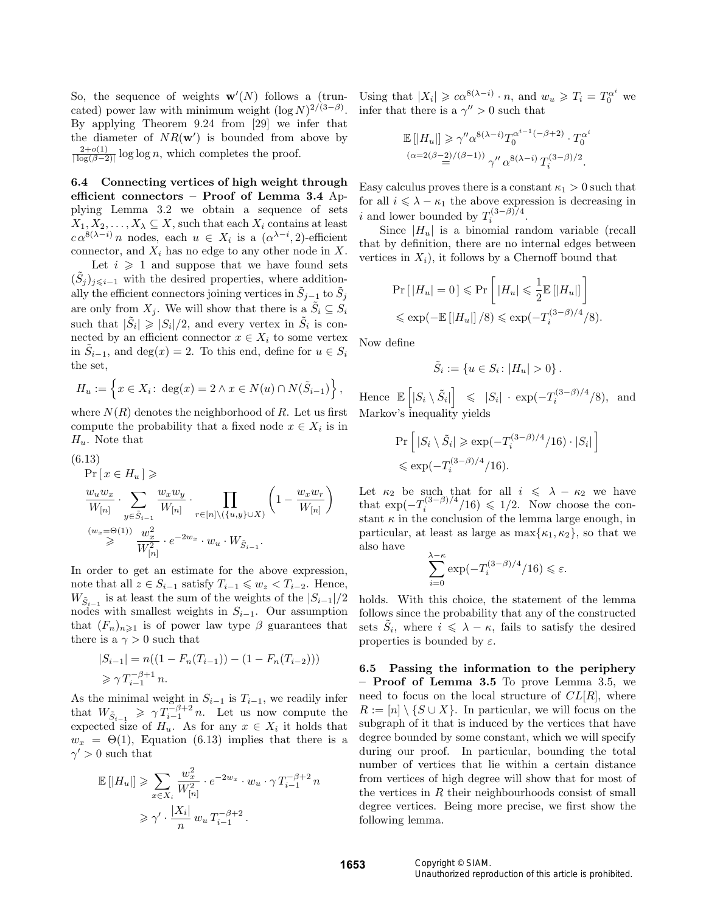So, the sequence of weights $\mathbf{w}'(N)$ follows a (truncated) power law with minimum weight $(\log N)^{2/(3-\beta)}$. By applying Theorem 9.24 from [29] we infer that the diameter of $NR(\mathbf{w}')$ is bounded from above by $\frac{2+o(1)}{|\log(\beta-2)|}\log\log n$, which completes the proof.

**6.4 Connecting vertices of high weight through efficient connectors – Proof of Lemma 3.4** Applying Lemma 3.2 we obtain a sequence of sets $X_1, X_2, \ldots, X_\lambda \subseteq X$, such that each $X_i$ contains at least $c\,\alpha^{8(\lambda-i)}\,n$ nodes, each $u \in X_i$ is a $(\alpha^{\lambda-i}, 2)$-efficient connector, and $X_i$ has no edge to any other node in $X$.

Let $i \geqslant 1$ and suppose that we have found sets $(\tilde{S}_j)_{j\leqslant i-1}$ with the desired properties, where additionally the efficient connectors joining vertices in $\tilde{S}_{j-1}$ to $\tilde{S}_j$ are only from $X_j$. We will show that there is a $\tilde{S}_i \subseteq S_i$ such that $|\tilde{S}_i| \geqslant |S_i|/2$, and every vertex in $\tilde{S}_i$ is connected by an efficient connector $x \in X_i$ to some vertex in $\tilde{S}_{i-1}$, and $\deg(x) = 2$. To this end, define for $u \in S_i$ the set,

$$H_u := \left\{ x \in X_i \colon \deg(x) = 2 \wedge x \in N(u) \cap N(\tilde{S}_{i-1}) \right\},$$

where $N(R)$ denotes the neighborhood of $R$. Let us first compute the probability that a fixed node $x \in X_i$ is in $H_u$. Note that

$$\text{(6.13)}\quad \begin{aligned} &\Pr[\, x \in H_u \,] \geqslant \\ &\frac{w_u w_x}{W_{[n]}} \cdot \sum_{y \in \tilde{S}_{i-1}} \frac{w_x w_y}{W_{[n]}} \cdot \prod_{r \in [n]\setminus(\{u,y\}\cup X)} \left(1 - \frac{w_x w_r}{W_{[n]}}\right) \\ &\overset{(w_x=\Theta(1))}{\geqslant} \frac{w_x^2}{W_{[n]}^2} \cdot e^{-2w_x} \cdot w_u \cdot W_{\tilde{S}_{i-1}}. \end{aligned}$$

In order to get an estimate for the above expression, note that all $z \in S_{i-1}$ satisfy $T_{i-1} \leqslant w_z < T_{i-2}$. Hence, $W_{\tilde{S}_{i-1}}$ is at least the sum of the weights of the $|S_{i-1}|/2$ nodes with smallest weights in $S_{i-1}$. Our assumption that $(F_n)_{n\geqslant 1}$ is of power law type $\beta$ guarantees that there is a $\gamma > 0$ such that

$$\begin{aligned} |S_{i-1}| &= n((1 - F_n(T_{i-1})) - (1 - F_n(T_{i-2}))) \\ &\geqslant \gamma\, T_{i-1}^{-\beta+1}\, n. \end{aligned}$$

As the minimal weight in $S_{i-1}$ is $T_{i-1}$, we readily infer that $W_{\tilde{S}_{i-1}} \geqslant \gamma\, T_{i-1}^{-\beta+2}\, n$. Let us now compute the expected size of $H_u$. As for any $x \in X_i$ it holds that $w_x = \Theta(1)$, Equation (6.13) implies that there is a $\gamma' > 0$ such that

$$\begin{aligned} \mathbb{E}[|H_u|] &\geqslant \sum_{x \in X_i} \frac{w_x^2}{W_{[n]}^2} \cdot e^{-2w_x} \cdot w_u \cdot \gamma\, T_{i-1}^{-\beta+2}\, n \\ &\geqslant \gamma' \cdot \frac{|X_i|}{n}\, w_u\, T_{i-1}^{-\beta+2}. \end{aligned}$$

Using that $|X_i| \geqslant c\alpha^{8(\lambda-i)} \cdot n$, and $w_u \geqslant T_i = T_0^{\alpha^i}$ we infer that there is a $\gamma'' > 0$ such that

$$\begin{aligned} \mathbb{E}[|H_u|] &\geqslant \gamma'' \alpha^{8(\lambda-i)} T_0^{\alpha^{i-1}(-\beta+2)} \cdot T_0^{\alpha^i} \\ &\overset{(\alpha=2(\beta-2)/(\beta-1))}{=} \gamma''\, \alpha^{8(\lambda-i)}\, T_i^{(3-\beta)/2}. \end{aligned}$$

Easy calculus proves there is a constant $\kappa_1 > 0$ such that for all $i \leqslant \lambda - \kappa_1$ the above expression is decreasing in $i$ and lower bounded by $T_i^{(3-\beta)/4}$.

Since $|H_u|$ is a binomial random variable (recall that by definition, there are no internal edges between vertices in $X_i$), it follows by a Chernoff bound that

$$\begin{aligned} \Pr[\,|H_u| = 0\,] &\leqslant \Pr\left[\,|H_u| \leqslant \frac{1}{2}\mathbb{E}[|H_u|]\right] \\ &\leqslant \exp(-\mathbb{E}[|H_u|]/8) \leqslant \exp(-T_i^{(3-\beta)/4}/8). \end{aligned}$$

Now define

$$\tilde{S}_i := \{u \in S_i \colon |H_u| > 0\}.$$

Hence $\mathbb{E}\left[|S_i \setminus \tilde{S}_i|\right] \leqslant |S_i| \cdot \exp(-T_i^{(3-\beta)/4}/8)$, and Markov's inequality yields

$$\begin{aligned} &\Pr\left[\,|S_i \setminus \tilde{S}_i| \geqslant \exp(-T_i^{(3-\beta)/4}/16) \cdot |S_i|\,\right] \\ &\leqslant \exp(-T_i^{(3-\beta)/4}/16). \end{aligned}$$

Let $\kappa_2$ be such that for all $i \leqslant \lambda - \kappa_2$ we have that $\exp(-T_i^{(3-\beta)/4}/16) \leqslant 1/2$. Now choose the constant $\kappa$ in the conclusion of the lemma large enough, in particular, at least as large as $\max\{\kappa_1, \kappa_2\}$, so that we also have

$$\sum_{i=0}^{\lambda-\kappa} \exp(-T_i^{(3-\beta)/4}/16) \leqslant \varepsilon.$$

holds. With this choice, the statement of the lemma follows since the probability that any of the constructed sets $\tilde{S}_i$, where $i \leqslant \lambda - \kappa$, fails to satisfy the desired properties is bounded by $\varepsilon$.

**6.5 Passing the information to the periphery – Proof of Lemma 3.5** To prove Lemma 3.5, we need to focus on the local structure of $CL[R]$, where $R := [n] \setminus \{S \cup X\}$. In particular, we will focus on the subgraph of it that is induced by the vertices that have degree bounded by some constant, which we will specify during our proof. In particular, bounding the total number of vertices that lie within a certain distance from vertices of high degree will show that for most of the vertices in $R$ their neighbourhoods consist of small degree vertices. Being more precise, we first show the following lemma.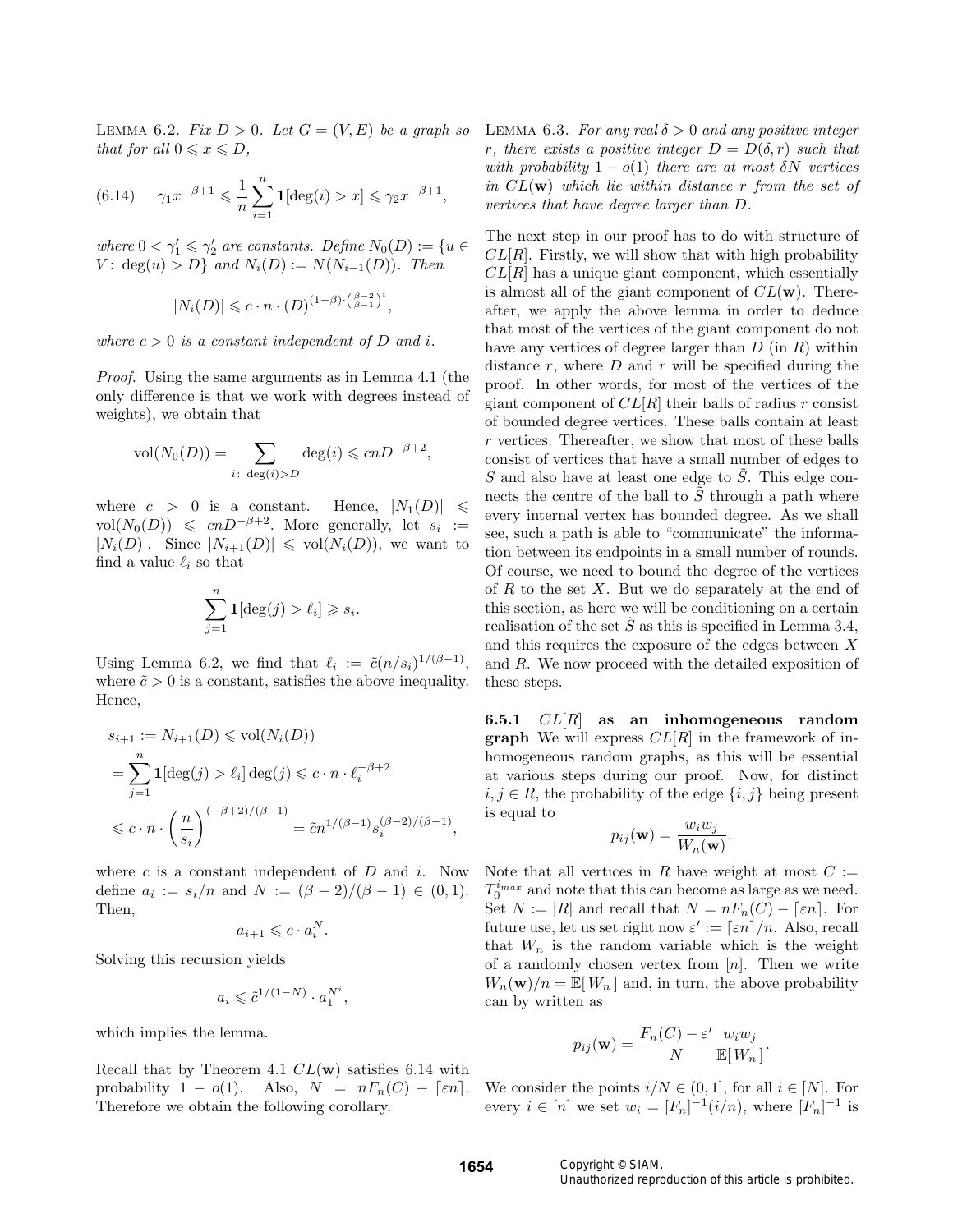LEMMA 6.2. *Fix $D > 0$. Let $G = (V, E)$ be a graph so that for all $0 \leqslant x \leqslant D$,*

$$(6.14) \qquad \gamma_1 x^{-\beta+1} \leqslant \frac{1}{n}\sum_{i=1}^{n} \mathbf{1}[\deg(i) > x] \leqslant \gamma_2 x^{-\beta+1},$$

*where $0 < \gamma_1' \leqslant \gamma_2'$ are constants. Define $N_0(D) := \{u \in V\colon \deg(u) > D\}$ and $N_i(D) := N(N_{i-1}(D))$. Then*

$$|N_i(D)| \leqslant c \cdot n \cdot (D)^{(1-\beta)\cdot\left(\frac{\beta-2}{\beta-1}\right)^i},$$

*where $c > 0$ is a constant independent of $D$ and $i$.*

*Proof.* Using the same arguments as in Lemma 4.1 (the only difference is that we work with degrees instead of weights), we obtain that

$$\mathrm{vol}(N_0(D)) = \sum_{i\colon \deg(i) > D} \deg(i) \leqslant cnD^{-\beta+2},$$

where $c > 0$ is a constant. Hence, $|N_1(D)| \leqslant \mathrm{vol}(N_0(D)) \leqslant cnD^{-\beta+2}$. More generally, let $s_i := |N_i(D)|$. Since $|N_{i+1}(D)| \leqslant \mathrm{vol}(N_i(D))$, we want to find a value $\ell_i$ so that

$$\sum_{j=1}^{n} \mathbf{1}[\deg(j) > \ell_i] \geqslant s_i.$$

Using Lemma 6.2, we find that $\ell_i := \tilde{c}(n/s_i)^{1/(\beta-1)}$, where $\tilde{c} > 0$ is a constant, satisfies the above inequality. Hence,

$$\begin{aligned}
s_{i+1} &:= N_{i+1}(D) \leqslant \mathrm{vol}(N_i(D)) \\
&= \sum_{j=1}^{n} \mathbf{1}[\deg(j) > \ell_i]\deg(j) \leqslant c \cdot n \cdot \ell_i^{-\beta+2} \\
&\leqslant c \cdot n \cdot \left(\frac{n}{s_i}\right)^{(-\beta+2)/(\beta-1)} = \tilde{c}n^{1/(\beta-1)} s_i^{(\beta-2)/(\beta-1)},
\end{aligned}$$

where $c$ is a constant independent of $D$ and $i$. Now define $a_i := s_i/n$ and $N := (\beta-2)/(\beta-1) \in (0,1)$. Then,

$$a_{i+1} \leqslant c \cdot a_i^N.$$

Solving this recursion yields

$$a_i \leqslant \tilde{c}^{1/(1-N)} \cdot a_1^{N^i},$$

which implies the lemma.

Recall that by Theorem 4.1 $CL(\mathbf{w})$ satisfies 6.14 with probability $1 - o(1)$. Also, $N = nF_n(C) - \lceil \varepsilon n \rceil$. Therefore we obtain the following corollary.

LEMMA 6.3. *For any real $\delta > 0$ and any positive integer $r$, there exists a positive integer $D = D(\delta, r)$ such that with probability $1 - o(1)$ there are at most $\delta N$ vertices in $CL(\mathbf{w})$ which lie within distance $r$ from the set of vertices that have degree larger than $D$.*

The next step in our proof has to do with structure of $CL[R]$. Firstly, we will show that with high probability $CL[R]$ has a unique giant component, which essentially is almost all of the giant component of $CL(\mathbf{w})$. Thereafter, we apply the above lemma in order to deduce that most of the vertices of the giant component do not have any vertices of degree larger than $D$ (in $R$) within distance $r$, where $D$ and $r$ will be specified during the proof. In other words, for most of the vertices of the giant component of $CL[R]$ their balls of radius $r$ consist of bounded degree vertices. These balls contain at least $r$ vertices. Thereafter, we show that most of these balls consist of vertices that have a small number of edges to $S$ and also have at least one edge to $\tilde{S}$. This edge connects the centre of the ball to $\tilde{S}$ through a path where every internal vertex has bounded degree. As we shall see, such a path is able to "communicate" the information between its endpoints in a small number of rounds. Of course, we need to bound the degree of the vertices of $R$ to the set $X$. But we do separately at the end of this section, as here we will be conditioning on a certain realisation of the set $\tilde{S}$ as this is specified in Lemma 3.4, and this requires the exposure of the edges between $X$ and $R$. We now proceed with the detailed exposition of these steps.

**6.5.1 $CL[R]$ as an inhomogeneous random graph** We will express $CL[R]$ in the framework of inhomogeneous random graphs, as this will be essential at various steps during our proof. Now, for distinct $i, j \in R$, the probability of the edge $\{i, j\}$ being present is equal to

$$p_{ij}(\mathbf{w}) = \frac{w_i w_j}{W_n(\mathbf{w})}.$$

Note that all vertices in $R$ have weight at most $C := T_0^{i_{max}}$ and note that this can become as large as we need. Set $N := |R|$ and recall that $N = nF_n(C) - \lceil \varepsilon n \rceil$. For future use, let us set right now $\varepsilon' := \lceil \varepsilon n \rceil / n$. Also, recall that $W_n$ is the random variable which is the weight of a randomly chosen vertex from $[n]$. Then we write $W_n(\mathbf{w})/n = \mathbb{E}[\,W_n\,]$ and, in turn, the above probability can by written as

$$p_{ij}(\mathbf{w}) = \frac{F_n(C) - \varepsilon'}{N}\frac{w_i w_j}{\mathbb{E}[\,W_n\,]}.$$

We consider the points $i/N \in (0,1]$, for all $i \in [N]$. For every $i \in [n]$ we set $w_i = [F_n]^{-1}(i/n)$, where $[F_n]^{-1}$ is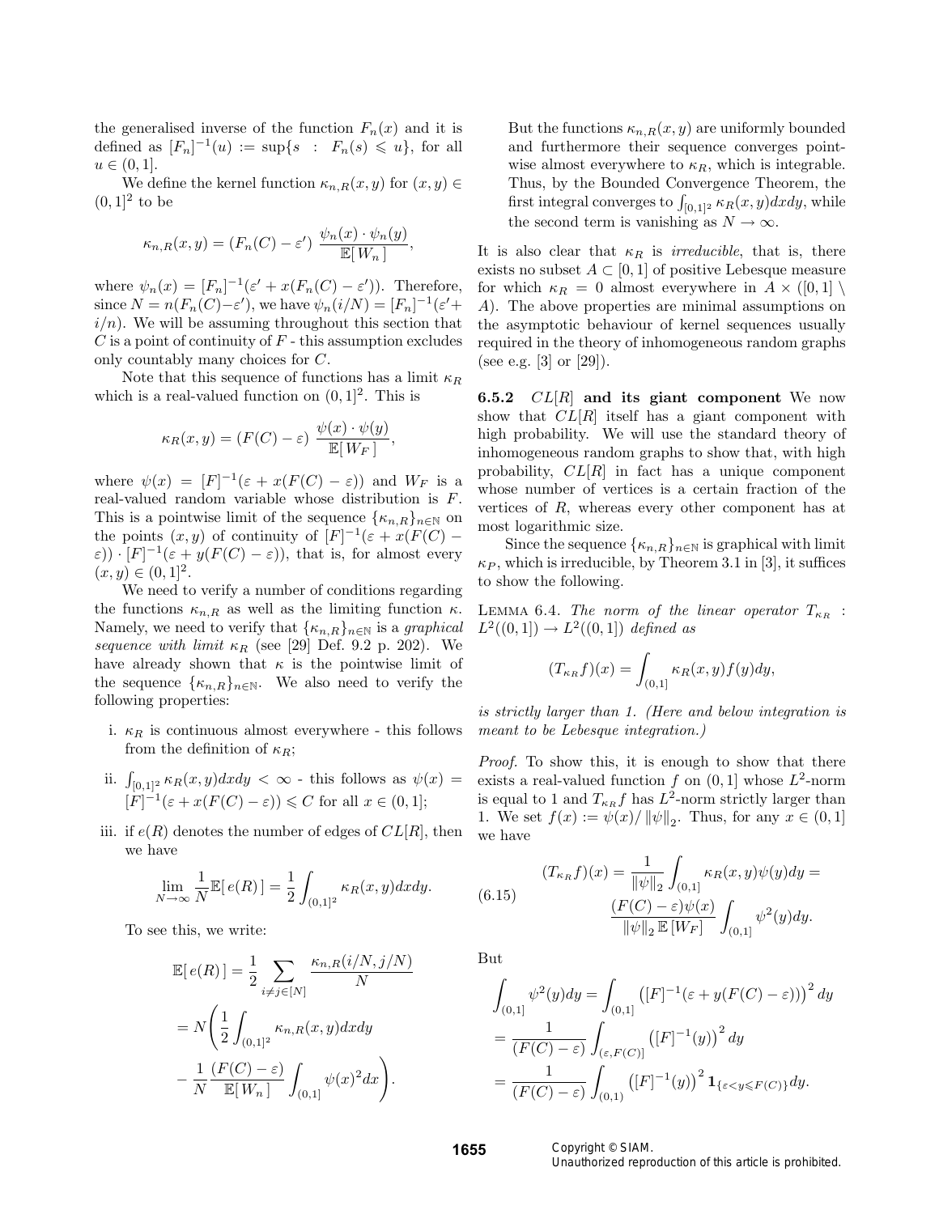the generalised inverse of the function $F_n(x)$ and it is defined as $[F_n]^{-1}(u) := \sup\{s \ : \ F_n(s) \leqslant u\}$, for all $u \in (0,1]$.

We define the kernel function $\kappa_{n,R}(x,y)$ for $(x,y) \in (0,1]^2$ to be

$$\kappa_{n,R}(x,y) = (F_n(C) - \varepsilon') \ \frac{\psi_n(x) \cdot \psi_n(y)}{\mathbb{E}[\,W_n\,]},$$

where $\psi_n(x) = [F_n]^{-1}(\varepsilon' + x(F_n(C) - \varepsilon'))$. Therefore, since $N = n(F_n(C) - \varepsilon')$, we have $\psi_n(i/N) = [F_n]^{-1}(\varepsilon' + i/n)$. We will be assuming throughout this section that $C$ is a point of continuity of $F$ - this assumption excludes only countably many choices for $C$.

Note that this sequence of functions has a limit $\kappa_R$ which is a real-valued function on $(0,1]^2$. This is

$$\kappa_R(x,y) = (F(C) - \varepsilon) \ \frac{\psi(x) \cdot \psi(y)}{\mathbb{E}[\,W_F\,]},$$

where $\psi(x) = [F]^{-1}(\varepsilon + x(F(C) - \varepsilon))$ and $W_F$ is a real-valued random variable whose distribution is $F$. This is a pointwise limit of the sequence $\{\kappa_{n,R}\}_{n \in \mathbb{N}}$ on the points $(x,y)$ of continuity of $[F]^{-1}(\varepsilon + x(F(C) - \varepsilon)) \cdot [F]^{-1}(\varepsilon + y(F(C) - \varepsilon))$, that is, for almost every $(x,y) \in (0,1]^2$.

We need to verify a number of conditions regarding the functions $\kappa_{n,R}$ as well as the limiting function $\kappa$. Namely, we need to verify that $\{\kappa_{n,R}\}_{n \in \mathbb{N}}$ is a *graphical sequence with limit* $\kappa_R$ (see [29] Def. 9.2 p. 202). We have already shown that $\kappa$ is the pointwise limit of the sequence $\{\kappa_{n,R}\}_{n \in \mathbb{N}}$. We also need to verify the following properties:

i. $\kappa_R$ is continuous almost everywhere - this follows from the definition of $\kappa_R$;

ii. $\int_{[0,1]^2} \kappa_R(x,y)dxdy < \infty$ - this follows as $\psi(x) = [F]^{-1}(\varepsilon + x(F(C) - \varepsilon)) \leqslant C$ for all $x \in (0,1]$;

iii. if $e(R)$ denotes the number of edges of $CL[R]$, then we have

$$\lim_{N \to \infty} \frac{1}{N} \mathbb{E}[\,e(R)\,] = \frac{1}{2} \int_{(0,1]^2} \kappa_R(x,y)dxdy.$$

To see this, we write:

$$\begin{aligned}
\mathbb{E}[\,e(R)\,] &= \frac{1}{2} \sum_{i \neq j \in [N]} \frac{\kappa_{n,R}(i/N, j/N)}{N} \\
&= N\Bigg( \frac{1}{2} \int_{(0,1]^2} \kappa_{n,R}(x,y)dxdy \\
&\quad - \frac{1}{N} \frac{(F(C) - \varepsilon)}{\mathbb{E}[\,W_n\,]} \int_{(0,1]} \psi(x)^2 dx \Bigg).
\end{aligned}$$

But the functions $\kappa_{n,R}(x,y)$ are uniformly bounded and furthermore their sequence converges pointwise almost everywhere to $\kappa_R$, which is integrable. Thus, by the Bounded Convergence Theorem, the first integral converges to $\int_{[0,1]^2} \kappa_R(x,y)dxdy$, while the second term is vanishing as $N \to \infty$.

It is also clear that $\kappa_R$ is *irreducible*, that is, there exists no subset $A \subset [0,1]$ of positive Lebesque measure for which $\kappa_R = 0$ almost everywhere in $A \times ([0,1] \setminus A)$. The above properties are minimal assumptions on the asymptotic behaviour of kernel sequences usually required in the theory of inhomogeneous random graphs (see e.g. [3] or [29]).

### 6.5.2 $CL[R]$ and its giant component

We now show that $CL[R]$ itself has a giant component with high probability. We will use the standard theory of inhomogeneous random graphs to show that, with high probability, $CL[R]$ in fact has a unique component whose number of vertices is a certain fraction of the vertices of $R$, whereas every other component has at most logarithmic size.

Since the sequence $\{\kappa_{n,R}\}_{n \in \mathbb{N}}$ is graphical with limit $\kappa_P$, which is irreducible, by Theorem 3.1 in [3], it suffices to show the following.

Lemma 6.4. *The norm of the linear operator* $T_{\kappa_R} : L^2((0,1]) \to L^2((0,1])$ *defined as*

$$(T_{\kappa_R} f)(x) = \int_{(0,1]} \kappa_R(x,y) f(y)dy,$$

*is strictly larger than 1. (Here and below integration is meant to be Lebesque integration.)*

*Proof.* To show this, it is enough to show that there exists a real-valued function $f$ on $(0,1]$ whose $L^2$-norm is equal to 1 and $T_{\kappa_R} f$ has $L^2$-norm strictly larger than 1. We set $f(x) := \psi(x)/\left\|\psi\right\|_2$. Thus, for any $x \in (0,1]$ we have

$$(6.15) \qquad \begin{aligned}
(T_{\kappa_R} f)(x) &= \frac{1}{\left\|\psi\right\|_2} \int_{(0,1]} \kappa_R(x,y)\psi(y)dy = \\
&\frac{(F(C) - \varepsilon)\psi(x)}{\left\|\psi\right\|_2 \mathbb{E}[W_F]} \int_{(0,1]} \psi^2(y)dy.
\end{aligned}$$

But

$$\begin{aligned}
&\int_{(0,1]} \psi^2(y)dy = \int_{(0,1]} \left([F]^{-1}(\varepsilon + y(F(C) - \varepsilon))\right)^2 dy \\
&= \frac{1}{(F(C) - \varepsilon)} \int_{(\varepsilon, F(C)]} \left([F]^{-1}(y)\right)^2 dy \\
&= \frac{1}{(F(C) - \varepsilon)} \int_{(0,1)} \left([F]^{-1}(y)\right)^2 \mathbf{1}_{\{\varepsilon < y \leqslant F(C)\}} dy.
\end{aligned}$$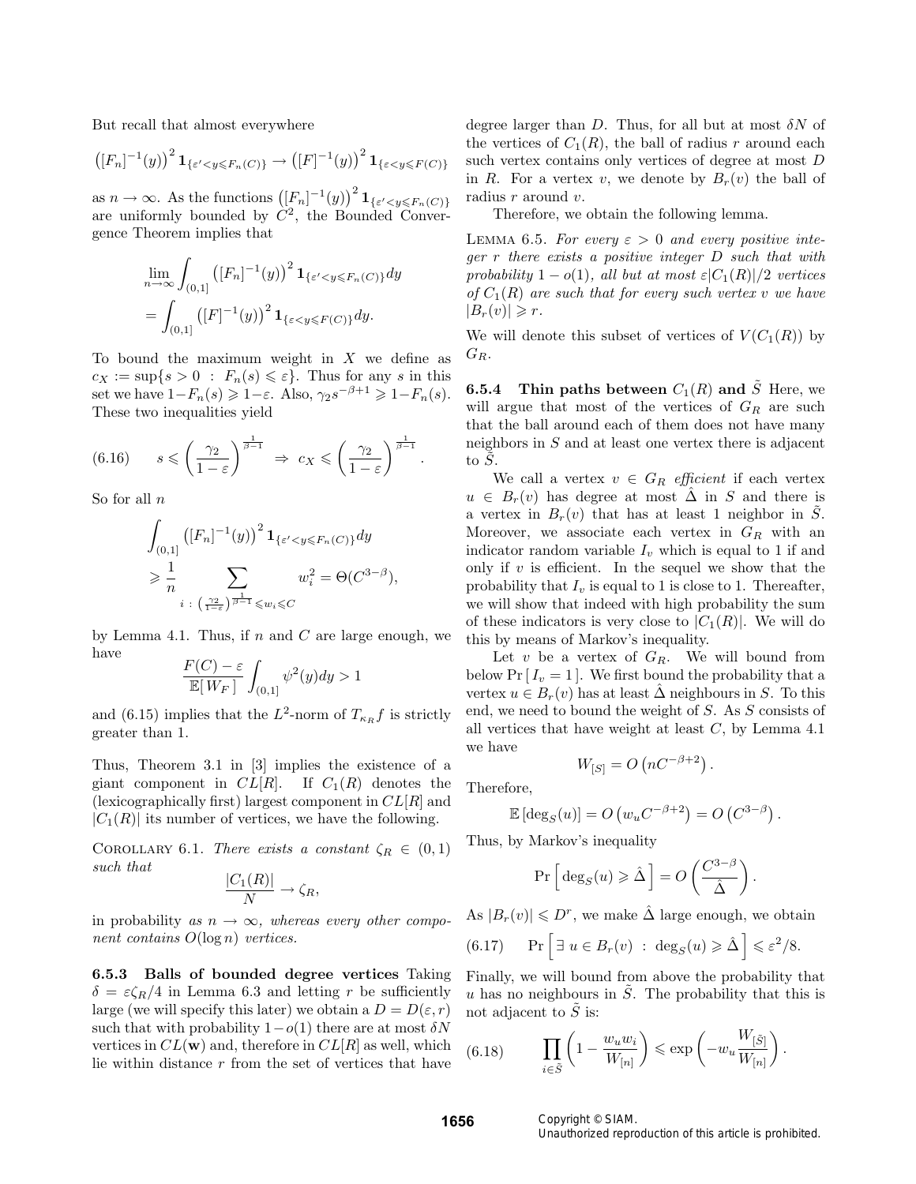But recall that almost everywhere

$$\left([F_n]^{-1}(y)\right)^2 \mathbf{1}_{\{\varepsilon' < y \leqslant F_n(C)\}} \to \left([F]^{-1}(y)\right)^2 \mathbf{1}_{\{\varepsilon < y \leqslant F(C)\}}$$

as $n \to \infty$. As the functions $\left([F_n]^{-1}(y)\right)^2 \mathbf{1}_{\{\varepsilon' < y \leqslant F_n(C)\}}$ are uniformly bounded by $C^2$, the Bounded Convergence Theorem implies that

$$\lim_{n\to\infty} \int_{(0,1]} \left([F_n]^{-1}(y)\right)^2 \mathbf{1}_{\{\varepsilon' < y \leqslant F_n(C)\}} dy = \int_{(0,1]} \left([F]^{-1}(y)\right)^2 \mathbf{1}_{\{\varepsilon < y \leqslant F(C)\}} dy.$$

To bound the maximum weight in $X$ we define as $c_X := \sup\{s > 0 \ : \ F_n(s) \leqslant \varepsilon\}$. Thus for any $s$ in this set we have $1 - F_n(s) \geqslant 1 - \varepsilon$. Also, $\gamma_2 s^{-\beta+1} \geqslant 1 - F_n(s)$. These two inequalities yield

$$s \leqslant \left(\frac{\gamma_2}{1-\varepsilon}\right)^{\frac{1}{\beta-1}} \ \Rightarrow \ c_X \leqslant \left(\frac{\gamma_2}{1-\varepsilon}\right)^{\frac{1}{\beta-1}}. \tag{6.16}$$

So for all $n$

$$\int_{(0,1]} \left([F_n]^{-1}(y)\right)^2 \mathbf{1}_{\{\varepsilon' < y \leqslant F_n(C)\}} dy \geqslant \frac{1}{n} \sum_{i \ : \ \left(\frac{\gamma_2}{1-\varepsilon}\right)^{\frac{1}{\beta-1}} \leqslant w_i \leqslant C} w_i^2 = \Theta(C^{3-\beta}),$$

by Lemma 4.1. Thus, if $n$ and $C$ are large enough, we have

$$\frac{F(C) - \varepsilon}{\mathbb{E}[\,W_F\,]} \int_{(0,1]} \psi^2(y) dy > 1$$

and (6.15) implies that the $L^2$-norm of $T_{\kappa_R} f$ is strictly greater than 1.

Thus, Theorem 3.1 in [3] implies the existence of a giant component in $CL[R]$. If $C_1(R)$ denotes the (lexicographically first) largest component in $CL[R]$ and $|C_1(R)|$ its number of vertices, we have the following.

Corollary 6.1. *There exists a constant $\zeta_R \in (0,1)$ such that*

$$\frac{|C_1(R)|}{N} \to \zeta_R,$$

*in probability as $n \to \infty$, whereas every other component contains $O(\log n)$ vertices.*

### 6.5.3 Balls of bounded degree vertices

Taking $\delta = \varepsilon\zeta_R/4$ in Lemma 6.3 and letting $r$ be sufficiently large (we will specify this later) we obtain a $D = D(\varepsilon, r)$ such that with probability $1 - o(1)$ there are at most $\delta N$ vertices in $CL(\mathbf{w})$ and, therefore in $CL[R]$ as well, which lie within distance $r$ from the set of vertices that have degree larger than $D$. Thus, for all but at most $\delta N$ of the vertices of $C_1(R)$, the ball of radius $r$ around each such vertex contains only vertices of degree at most $D$ in $R$. For a vertex $v$, we denote by $B_r(v)$ the ball of radius $r$ around $v$.

Therefore, we obtain the following lemma.

Lemma 6.5. *For every $\varepsilon > 0$ and every positive integer $r$ there exists a positive integer $D$ such that with probability $1 - o(1)$, all but at most $\varepsilon|C_1(R)|/2$ vertices of $C_1(R)$ are such that for every such vertex $v$ we have $|B_r(v)| \geqslant r$.*

We will denote this subset of vertices of $V(C_1(R))$ by $G_R$.

### 6.5.4 Thin paths between $C_1(R)$ and $\tilde{S}$

Here, we will argue that most of the vertices of $G_R$ are such that the ball around each of them does not have many neighbors in $S$ and at least one vertex there is adjacent to $\tilde{S}$.

We call a vertex $v \in G_R$ *efficient* if each vertex $u \in B_r(v)$ has degree at most $\hat{\Delta}$ in $S$ and there is a vertex in $B_r(v)$ that has at least 1 neighbor in $\tilde{S}$. Moreover, we associate each vertex in $G_R$ with an indicator random variable $I_v$ which is equal to 1 if and only if $v$ is efficient. In the sequel we show that the probability that $I_v$ is equal to 1 is close to 1. Thereafter, we will show that indeed with high probability the sum of these indicators is very close to $|C_1(R)|$. We will do this by means of Markov's inequality.

Let $v$ be a vertex of $G_R$. We will bound from below $\Pr[\,I_v = 1\,]$. We first bound the probability that a vertex $u \in B_r(v)$ has at least $\hat{\Delta}$ neighbours in $S$. To this end, we need to bound the weight of $S$. As $S$ consists of all vertices that have weight at least $C$, by Lemma 4.1 we have

$$W_{[S]} = O\left(nC^{-\beta+2}\right).$$

Therefore,

$$\mathbb{E}\left[\deg_S(u)\right] = O\left(w_u C^{-\beta+2}\right) = O\left(C^{3-\beta}\right).$$

Thus, by Markov's inequality

$$\Pr\left[\,\deg_S(u) \geqslant \hat{\Delta}\,\right] = O\left(\frac{C^{3-\beta}}{\hat{\Delta}}\right).$$

As $|B_r(v)| \leqslant D^r$, we make $\hat{\Delta}$ large enough, we obtain

$$\Pr\left[\,\exists\ u \in B_r(v) \ : \ \deg_S(u) \geqslant \hat{\Delta}\,\right] \leqslant \varepsilon^2/8. \tag{6.17}$$

Finally, we will bound from above the probability that $u$ has no neighbours in $\tilde{S}$. The probability that this is not adjacent to $\tilde{S}$ is:

$$\prod_{i\in\tilde{S}} \left(1 - \frac{w_u w_i}{W_{[n]}}\right) \leqslant \exp\left(-w_u \frac{W_{[\tilde{S}]}}{W_{[n]}}\right). \tag{6.18}$$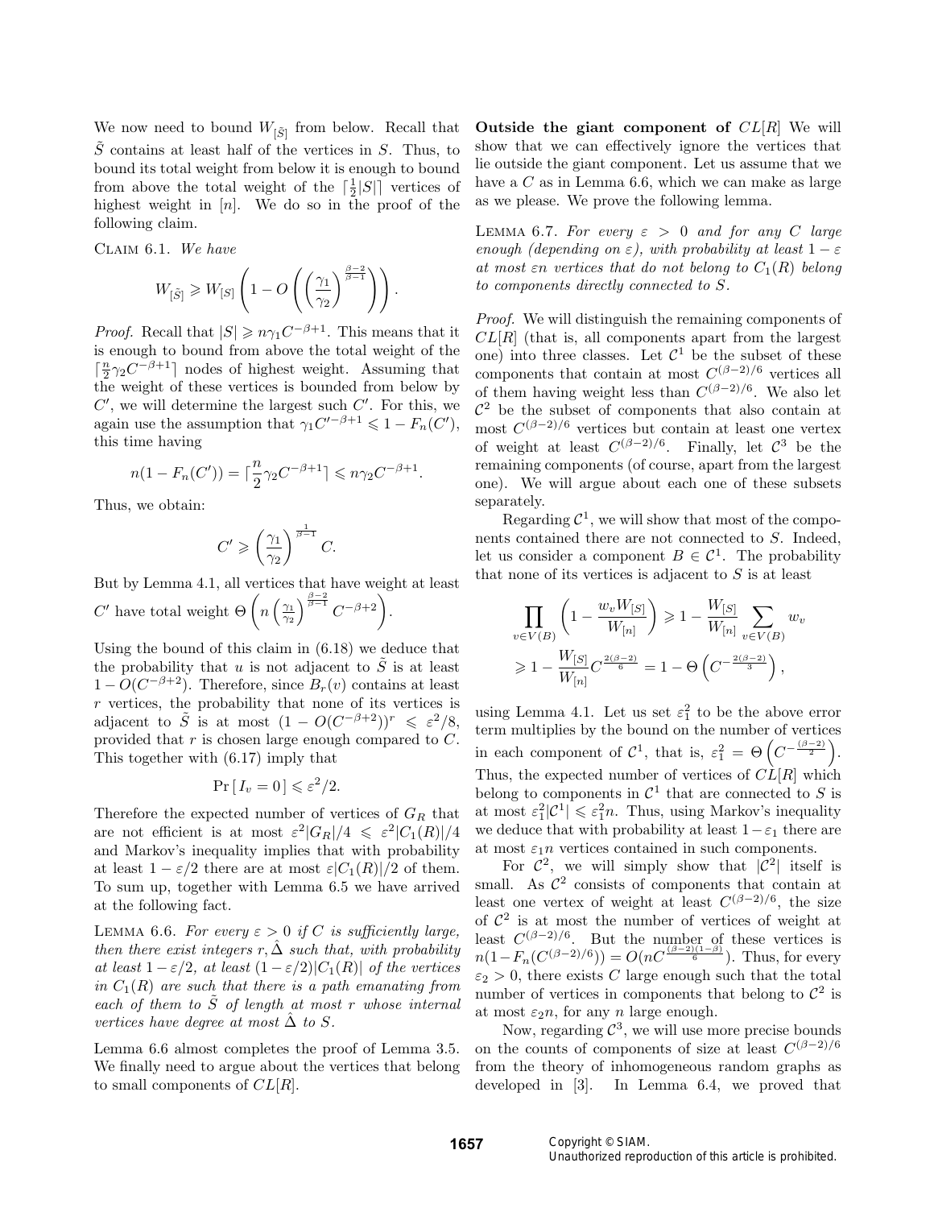We now need to bound $W_{[\tilde{S}]}$ from below. Recall that $\tilde{S}$ contains at least half of the vertices in $S$. Thus, to bound its total weight from below it is enough to bound from above the total weight of the $\lceil \frac{1}{2}|S| \rceil$ vertices of highest weight in $[n]$. We do so in the proof of the following claim.

Claim 6.1. *We have*

$$W_{[\tilde{S}]} \geqslant W_{[S]} \left( 1 - O\left( \left( \frac{\gamma_1}{\gamma_2} \right)^{\frac{\beta-2}{\beta-1}} \right) \right).$$

*Proof.* Recall that $|S| \geqslant n\gamma_1 C^{-\beta+1}$. This means that it is enough to bound from above the total weight of the $\lceil \frac{n}{2}\gamma_2 C^{-\beta+1} \rceil$ nodes of highest weight. Assuming that the weight of these vertices is bounded from below by $C'$, we will determine the largest such $C'$. For this, we again use the assumption that $\gamma_1 C'^{-\beta+1} \leqslant 1 - F_n(C')$, this time having

$$n(1 - F_n(C')) = \lceil \frac{n}{2}\gamma_2 C^{-\beta+1} \rceil \leqslant n\gamma_2 C^{-\beta+1}.$$

Thus, we obtain:

$$C' \geqslant \left( \frac{\gamma_1}{\gamma_2} \right)^{\frac{1}{\beta-1}} C.$$

But by Lemma 4.1, all vertices that have weight at least $C'$ have total weight $\Theta\left( n \left( \frac{\gamma_1}{\gamma_2} \right)^{\frac{\beta-2}{\beta-1}} C^{-\beta+2} \right)$.

Using the bound of this claim in (6.18) we deduce that the probability that $u$ is not adjacent to $\tilde{S}$ is at least $1 - O(C^{-\beta+2})$. Therefore, since $B_r(v)$ contains at least $r$ vertices, the probability that none of its vertices is adjacent to $\tilde{S}$ is at most $(1 - O(C^{-\beta+2}))^r \leqslant \varepsilon^2/8$, provided that $r$ is chosen large enough compared to $C$. This together with (6.17) imply that

$$\Pr[I_v = 0] \leqslant \varepsilon^2/2.$$

Therefore the expected number of vertices of $G_R$ that are not efficient is at most $\varepsilon^2|G_R|/4 \leqslant \varepsilon^2|C_1(R)|/4$ and Markov's inequality implies that with probability at least $1 - \varepsilon/2$ there are at most $\varepsilon|C_1(R)|/2$ of them. To sum up, together with Lemma 6.5 we have arrived at the following fact.

Lemma 6.6. *For every $\varepsilon > 0$ if $C$ is sufficiently large, then there exist integers $r, \hat{\Delta}$ such that, with probability at least $1-\varepsilon/2$, at least $(1-\varepsilon/2)|C_1(R)|$ of the vertices in $C_1(R)$ are such that there is a path emanating from each of them to $\tilde{S}$ of length at most $r$ whose internal vertices have degree at most $\hat{\Delta}$ to $S$.*

Lemma 6.6 almost completes the proof of Lemma 3.5. We finally need to argue about the vertices that belong to small components of $CL[R]$.

**Outside the giant component of** $CL[R]$ We will show that we can effectively ignore the vertices that lie outside the giant component. Let us assume that we have a $C$ as in Lemma 6.6, which we can make as large as we please. We prove the following lemma.

Lemma 6.7. *For every $\varepsilon > 0$ and for any $C$ large enough (depending on $\varepsilon$), with probability at least $1-\varepsilon$ at most $\varepsilon n$ vertices that do not belong to $C_1(R)$ belong to components directly connected to $S$.*

*Proof.* We will distinguish the remaining components of $CL[R]$ (that is, all components apart from the largest one) into three classes. Let $\mathcal{C}^1$ be the subset of these components that contain at most $C^{(\beta-2)/6}$ vertices all of them having weight less than $C^{(\beta-2)/6}$. We also let $\mathcal{C}^2$ be the subset of components that also contain at most $C^{(\beta-2)/6}$ vertices but contain at least one vertex of weight at least $C^{(\beta-2)/6}$. Finally, let $\mathcal{C}^3$ be the remaining components (of course, apart from the largest one). We will argue about each one of these subsets separately.

Regarding $\mathcal{C}^1$, we will show that most of the components contained there are not connected to $S$. Indeed, let us consider a component $B \in \mathcal{C}^1$. The probability that none of its vertices is adjacent to $S$ is at least

$$\begin{aligned}
\prod_{v \in V(B)} \left( 1 - \frac{w_v W_{[S]}}{W_{[n]}} \right) &\geqslant 1 - \frac{W_{[S]}}{W_{[n]}} \sum_{v \in V(B)} w_v \\
&\geqslant 1 - \frac{W_{[S]}}{W_{[n]}} C^{\frac{2(\beta-2)}{6}} = 1 - \Theta\left( C^{-\frac{2(\beta-2)}{3}} \right),
\end{aligned}$$

using Lemma 4.1. Let us set $\varepsilon_1^2$ to be the above error term multiplies by the bound on the number of vertices in each component of $\mathcal{C}^1$, that is, $\varepsilon_1^2 = \Theta\left( C^{-\frac{(\beta-2)}{2}} \right)$. Thus, the expected number of vertices of $CL[R]$ which belong to components in $\mathcal{C}^1$ that are connected to $S$ is at most $\varepsilon_1^2 |\mathcal{C}^1| \leqslant \varepsilon_1^2 n$. Thus, using Markov's inequality we deduce that with probability at least $1-\varepsilon_1$ there are at most $\varepsilon_1 n$ vertices contained in such components.

For $\mathcal{C}^2$, we will simply show that $|\mathcal{C}^2|$ itself is small. As $\mathcal{C}^2$ consists of components that contain at least one vertex of weight at least $C^{(\beta-2)/6}$, the size of $\mathcal{C}^2$ is at most the number of vertices of weight at least $C^{(\beta-2)/6}$. But the number of these vertices is $n(1-F_n(C^{(\beta-2)/6})) = O(nC^{\frac{(\beta-2)(1-\beta)}{6}})$. Thus, for every $\varepsilon_2 > 0$, there exists $C$ large enough such that the total number of vertices in components that belong to $\mathcal{C}^2$ is at most $\varepsilon_2 n$, for any $n$ large enough.

Now, regarding $\mathcal{C}^3$, we will use more precise bounds on the counts of components of size at least $C^{(\beta-2)/6}$ from the theory of inhomogeneous random graphs as developed in [3]. In Lemma 6.4, we proved that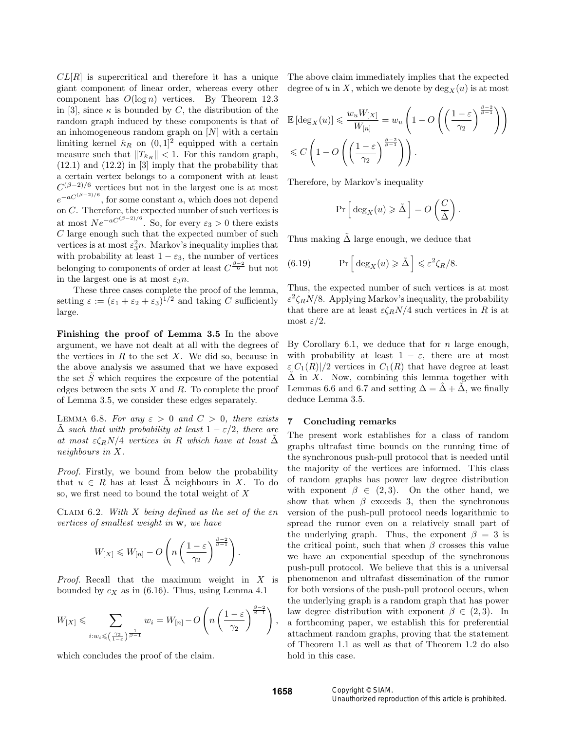$CL[R]$ is supercritical and therefore it has a unique giant component of linear order, whereas every other component has $O(\log n)$ vertices. By Theorem 12.3 in [3], since $\kappa$ is bounded by $C$, the distribution of the random graph induced by these components is that of an inhomogeneous random graph on $[N]$ with a certain limiting kernel $\hat{\kappa}_R$ on $(0,1]^2$ equipped with a certain measure such that $\|T_{\hat{\kappa}_R}\| < 1$. For this random graph, (12.1) and (12.2) in [3] imply that the probability that a certain vertex belongs to a component with at least $C^{(\beta-2)/6}$ vertices but not in the largest one is at most $e^{-aC^{(\beta-2)/6}}$, for some constant $a$, which does not depend on $C$. Therefore, the expected number of such vertices is at most $Ne^{-aC^{(\beta-2)/6}}$. So, for every $\varepsilon_3 > 0$ there exists $C$ large enough such that the expected number of such vertices is at most $\varepsilon_3^2 n$. Markov's inequality implies that with probability at least $1 - \varepsilon_3$, the number of vertices belonging to components of order at least $C^{\frac{\beta-2}{6}}$ but not in the largest one is at most $\varepsilon_3 n$.

These three cases complete the proof of the lemma, setting $\varepsilon := (\varepsilon_1 + \varepsilon_2 + \varepsilon_3)^{1/2}$ and taking $C$ sufficiently large.

**Finishing the proof of Lemma 3.5** In the above argument, we have not dealt at all with the degrees of the vertices in $R$ to the set $X$. We did so, because in the above analysis we assumed that we have exposed the set $\tilde{S}$ which requires the exposure of the potential edges between the sets $X$ and $R$. To complete the proof of Lemma 3.5, we consider these edges separately.

LEMMA 6.8. *For any $\varepsilon > 0$ and $C > 0$, there exists $\tilde{\Delta}$ such that with probability at least $1 - \varepsilon/2$, there are at most $\varepsilon\zeta_R N/4$ vertices in $R$ which have at least $\tilde{\Delta}$ neighbours in $X$.*

*Proof.* Firstly, we bound from below the probability that $u \in R$ has at least $\tilde{\Delta}$ neighbours in $X$. To do so, we first need to bound the total weight of $X$

CLAIM 6.2. *With $X$ being defined as the set of the $\varepsilon n$ vertices of smallest weight in $\mathbf{w}$, we have*

$$W_{[X]} \leqslant W_{[n]} - O\left(n\left(\frac{1-\varepsilon}{\gamma_2}\right)^{\frac{\beta-2}{\beta-1}}\right).$$

*Proof.* Recall that the maximum weight in $X$ is bounded by $c_X$ as in (6.16). Thus, using Lemma 4.1

$$W_{[X]} \leqslant \sum_{i: w_i \leqslant \left(\frac{\gamma_2}{1-\varepsilon}\right)^{\frac{1}{\beta-1}}} w_i = W_{[n]} - O\left(n\left(\frac{1-\varepsilon}{\gamma_2}\right)^{\frac{\beta-2}{\beta-1}}\right),$$

which concludes the proof of the claim.

The above claim immediately implies that the expected degree of $u$ in $X$, which we denote by $\deg_X(u)$ is at most

$$\mathbb{E}\left[\deg_X(u)\right] \leqslant \frac{w_u W_{[X]}}{W_{[n]}} = w_u\left(1 - O\left(\left(\frac{1-\varepsilon}{\gamma_2}\right)^{\frac{\beta-2}{\beta-1}}\right)\right)$$
$$\leqslant C\left(1 - O\left(\left(\frac{1-\varepsilon}{\gamma_2}\right)^{\frac{\beta-2}{\beta-1}}\right)\right).$$

Therefore, by Markov's inequality

$$\Pr\left[\deg_X(u) \geqslant \tilde{\Delta}\right] = O\left(\frac{C}{\tilde{\Delta}}\right).$$

Thus making $\tilde{\Delta}$ large enough, we deduce that

$$\Pr\left[\deg_X(u) \geqslant \tilde{\Delta}\right] \leqslant \varepsilon^2\zeta_R/8. \tag{6.19}$$

Thus, the expected number of such vertices is at most $\varepsilon^2\zeta_R N/8$. Applying Markov's inequality, the probability that there are at least $\varepsilon\zeta_R N/4$ such vertices in $R$ is at most $\varepsilon/2$.

By Corollary 6.1, we deduce that for $n$ large enough, with probability at least $1 - \varepsilon$, there are at most $\varepsilon|C_1(R)|/2$ vertices in $C_1(R)$ that have degree at least $\tilde{\Delta}$ in $X$. Now, combining this lemma together with Lemmas 6.6 and 6.7 and setting $\Delta = \hat{\Delta} + \tilde{\Delta}$, we finally deduce Lemma 3.5.

## 7 Concluding remarks

The present work establishes for a class of random graphs ultrafast time bounds on the running time of the synchronous push-pull protocol that is needed until the majority of the vertices are informed. This class of random graphs has power law degree distribution with exponent $\beta \in (2,3)$. On the other hand, we show that when $\beta$ exceeds 3, then the synchronous version of the push-pull protocol needs logarithmic to spread the rumor even on a relatively small part of the underlying graph. Thus, the exponent $\beta = 3$ is the critical point, such that when $\beta$ crosses this value we have an exponential speedup of the synchronous push-pull protocol. We believe that this is a universal phenomenon and ultrafast dissemination of the rumor for both versions of the push-pull protocol occurs, when the underlying graph is a random graph that has power law degree distribution with exponent $\beta \in (2,3)$. In a forthcoming paper, we establish this for preferential attachment random graphs, proving that the statement of Theorem 1.1 as well as that of Theorem 1.2 do also hold in this case.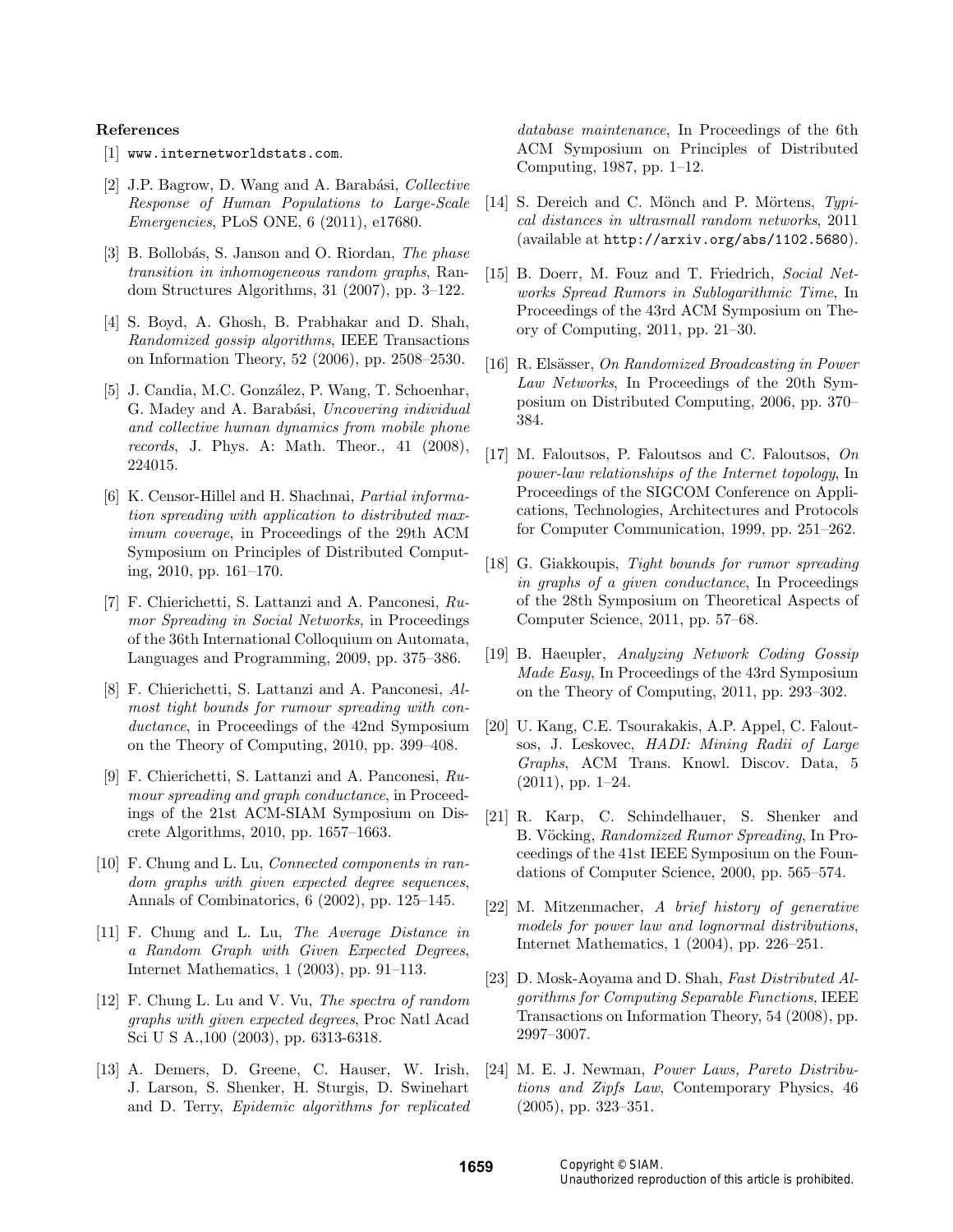### References

[1] www.internetworldstats.com.

[2] J.P. Bagrow, D. Wang and A. Barabási, *Collective Response of Human Populations to Large-Scale Emergencies*, PLoS ONE, 6 (2011), e17680.

[3] B. Bollobás, S. Janson and O. Riordan, *The phase transition in inhomogeneous random graphs*, Random Structures Algorithms, 31 (2007), pp. 3–122.

[4] S. Boyd, A. Ghosh, B. Prabhakar and D. Shah, *Randomized gossip algorithms*, IEEE Transactions on Information Theory, 52 (2006), pp. 2508–2530.

[5] J. Candia, M.C. González, P. Wang, T. Schoenhar, G. Madey and A. Barabási, *Uncovering individual and collective human dynamics from mobile phone records*, J. Phys. A: Math. Theor., 41 (2008), 224015.

[6] K. Censor-Hillel and H. Shachnai, *Partial information spreading with application to distributed maximum coverage*, in Proceedings of the 29th ACM Symposium on Principles of Distributed Computing, 2010, pp. 161–170.

[7] F. Chierichetti, S. Lattanzi and A. Panconesi, *Rumor Spreading in Social Networks*, in Proceedings of the 36th International Colloquium on Automata, Languages and Programming, 2009, pp. 375–386.

[8] F. Chierichetti, S. Lattanzi and A. Panconesi, *Almost tight bounds for rumour spreading with conductance*, in Proceedings of the 42nd Symposium on the Theory of Computing, 2010, pp. 399–408.

[9] F. Chierichetti, S. Lattanzi and A. Panconesi, *Rumour spreading and graph conductance*, in Proceedings of the 21st ACM-SIAM Symposium on Discrete Algorithms, 2010, pp. 1657–1663.

[10] F. Chung and L. Lu, *Connected components in random graphs with given expected degree sequences*, Annals of Combinatorics, 6 (2002), pp. 125–145.

[11] F. Chung and L. Lu, *The Average Distance in a Random Graph with Given Expected Degrees*, Internet Mathematics, 1 (2003), pp. 91–113.

[12] F. Chung L. Lu and V. Vu, *The spectra of random graphs with given expected degrees*, Proc Natl Acad Sci U S A.,100 (2003), pp. 6313-6318.

[13] A. Demers, D. Greene, C. Hauser, W. Irish, J. Larson, S. Shenker, H. Sturgis, D. Swinehart and D. Terry, *Epidemic algorithms for replicated database maintenance*, In Proceedings of the 6th ACM Symposium on Principles of Distributed Computing, 1987, pp. 1–12.

[14] S. Dereich and C. Mönch and P. Mörtens, *Typical distances in ultrasmall random networks*, 2011 (available at http://arxiv.org/abs/1102.5680).

[15] B. Doerr, M. Fouz and T. Friedrich, *Social Networks Spread Rumors in Sublogarithmic Time*, In Proceedings of the 43rd ACM Symposium on Theory of Computing, 2011, pp. 21–30.

[16] R. Elsässer, *On Randomized Broadcasting in Power Law Networks*, In Proceedings of the 20th Symposium on Distributed Computing, 2006, pp. 370–384.

[17] M. Faloutsos, P. Faloutsos and C. Faloutsos, *On power-law relationships of the Internet topology*, In Proceedings of the SIGCOM Conference on Applications, Technologies, Architectures and Protocols for Computer Communication, 1999, pp. 251–262.

[18] G. Giakkoupis, *Tight bounds for rumor spreading in graphs of a given conductance*, In Proceedings of the 28th Symposium on Theoretical Aspects of Computer Science, 2011, pp. 57–68.

[19] B. Haeupler, *Analyzing Network Coding Gossip Made Easy*, In Proceedings of the 43rd Symposium on the Theory of Computing, 2011, pp. 293–302.

[20] U. Kang, C.E. Tsourakakis, A.P. Appel, C. Faloutsos, J. Leskovec, *HADI: Mining Radii of Large Graphs*, ACM Trans. Knowl. Discov. Data, 5 (2011), pp. 1–24.

[21] R. Karp, C. Schindelhauer, S. Shenker and B. Vöcking, *Randomized Rumor Spreading*, In Proceedings of the 41st IEEE Symposium on the Foundations of Computer Science, 2000, pp. 565–574.

[22] M. Mitzenmacher, *A brief history of generative models for power law and lognormal distributions*, Internet Mathematics, 1 (2004), pp. 226–251.

[23] D. Mosk-Aoyama and D. Shah, *Fast Distributed Algorithms for Computing Separable Functions*, IEEE Transactions on Information Theory, 54 (2008), pp. 2997–3007.

[24] M. E. J. Newman, *Power Laws, Pareto Distributions and Zipfs Law*, Contemporary Physics, 46 (2005), pp. 323–351.

Copyright © SIAM.
Unauthorized reproduction of this article is prohibited.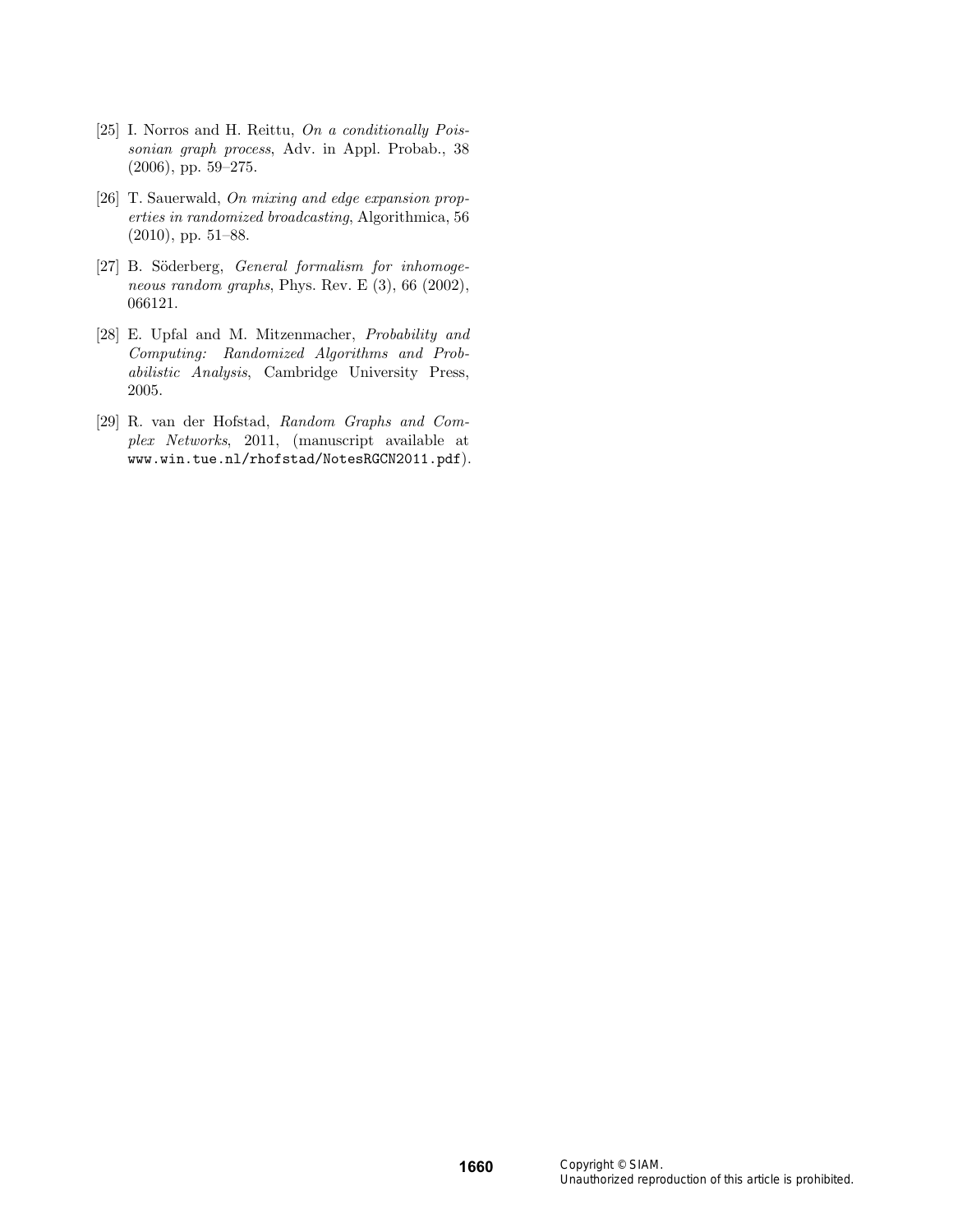[25] I. Norros and H. Reittu, *On a conditionally Poissonian graph process*, Adv. in Appl. Probab., 38 (2006), pp. 59–275.

[26] T. Sauerwald, *On mixing and edge expansion properties in randomized broadcasting*, Algorithmica, 56 (2010), pp. 51–88.

[27] B. Söderberg, *General formalism for inhomogeneous random graphs*, Phys. Rev. E (3), 66 (2002), 066121.

[28] E. Upfal and M. Mitzenmacher, *Probability and Computing: Randomized Algorithms and Probabilistic Analysis*, Cambridge University Press, 2005.

[29] R. van der Hofstad, *Random Graphs and Complex Networks*, 2011, (manuscript available at `www.win.tue.nl/rhofstad/NotesRGCN2011.pdf`).

Copyright © SIAM.
Unauthorized reproduction of this article is prohibited.